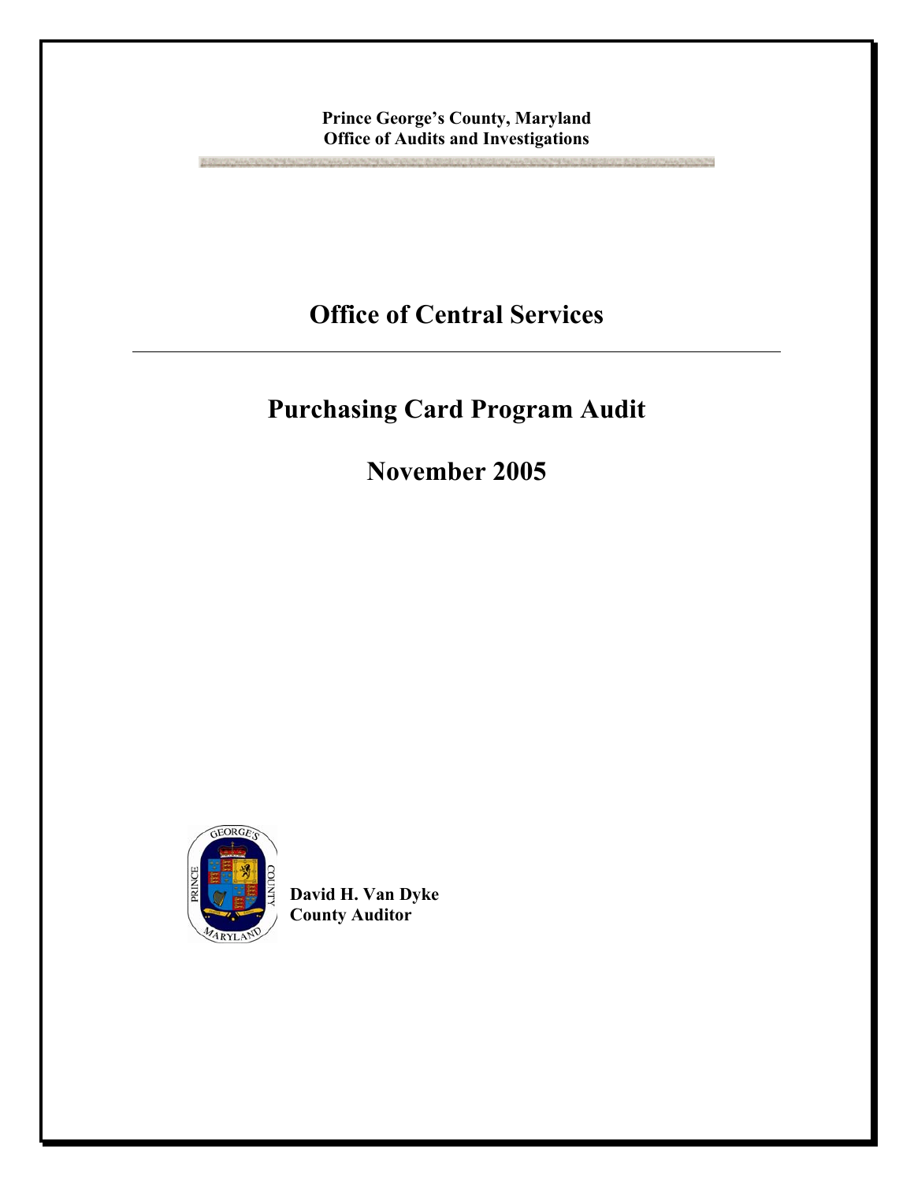**Prince George's County, Maryland**
**Office of Audits and Investigations**

# Office of Central Services

## Purchasing Card Program Audit

## November 2005

**David H. Van Dyke**
**County Auditor**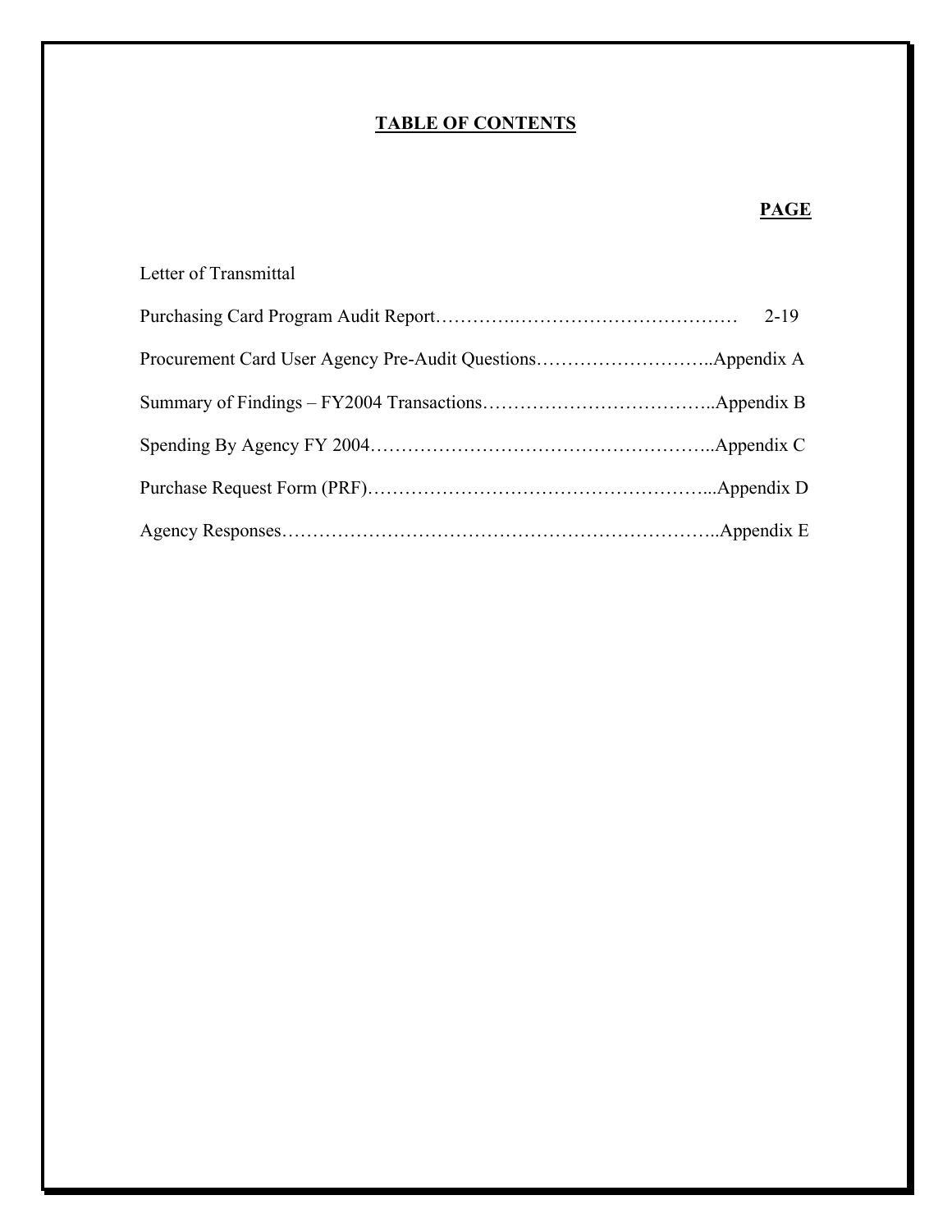# TABLE OF CONTENTS

| | PAGE |
|---|---|
| Letter of Transmittal | |
| Purchasing Card Program Audit Report | 2-19 |
| Procurement Card User Agency Pre-Audit Questions | Appendix A |
| Summary of Findings – FY2004 Transactions | Appendix B |
| Spending By Agency FY 2004 | Appendix C |
| Purchase Request Form (PRF) | Appendix D |
| Agency Responses | Appendix E |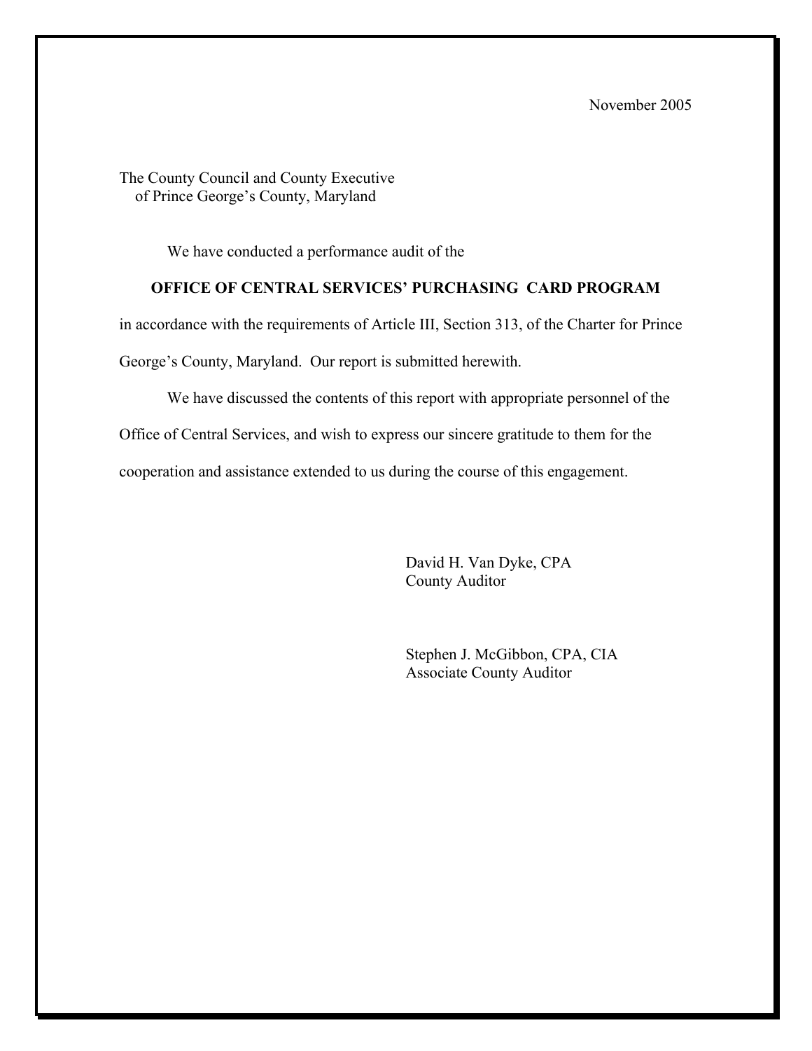November 2005

The County Council and County Executive
of Prince George's County, Maryland

We have conducted a performance audit of the

**OFFICE OF CENTRAL SERVICES' PURCHASING CARD PROGRAM**

in accordance with the requirements of Article III, Section 313, of the Charter for Prince George's County, Maryland. Our report is submitted herewith.

We have discussed the contents of this report with appropriate personnel of the Office of Central Services, and wish to express our sincere gratitude to them for the cooperation and assistance extended to us during the course of this engagement.

David H. Van Dyke, CPA
County Auditor

Stephen J. McGibbon, CPA, CIA
Associate County Auditor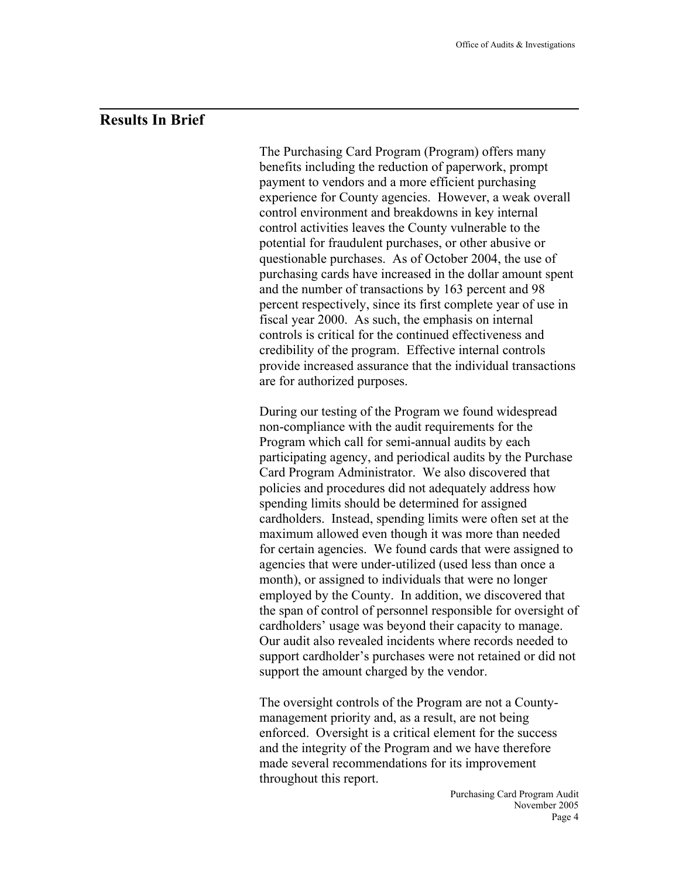## Results In Brief

The Purchasing Card Program (Program) offers many benefits including the reduction of paperwork, prompt payment to vendors and a more efficient purchasing experience for County agencies. However, a weak overall control environment and breakdowns in key internal control activities leaves the County vulnerable to the potential for fraudulent purchases, or other abusive or questionable purchases. As of October 2004, the use of purchasing cards have increased in the dollar amount spent and the number of transactions by 163 percent and 98 percent respectively, since its first complete year of use in fiscal year 2000. As such, the emphasis on internal controls is critical for the continued effectiveness and credibility of the program. Effective internal controls provide increased assurance that the individual transactions are for authorized purposes.

During our testing of the Program we found widespread non-compliance with the audit requirements for the Program which call for semi-annual audits by each participating agency, and periodical audits by the Purchase Card Program Administrator. We also discovered that policies and procedures did not adequately address how spending limits should be determined for assigned cardholders. Instead, spending limits were often set at the maximum allowed even though it was more than needed for certain agencies. We found cards that were assigned to agencies that were under-utilized (used less than once a month), or assigned to individuals that were no longer employed by the County. In addition, we discovered that the span of control of personnel responsible for oversight of cardholders' usage was beyond their capacity to manage. Our audit also revealed incidents where records needed to support cardholder's purchases were not retained or did not support the amount charged by the vendor.

The oversight controls of the Program are not a County-management priority and, as a result, are not being enforced. Oversight is a critical element for the success and the integrity of the Program and we have therefore made several recommendations for its improvement throughout this report.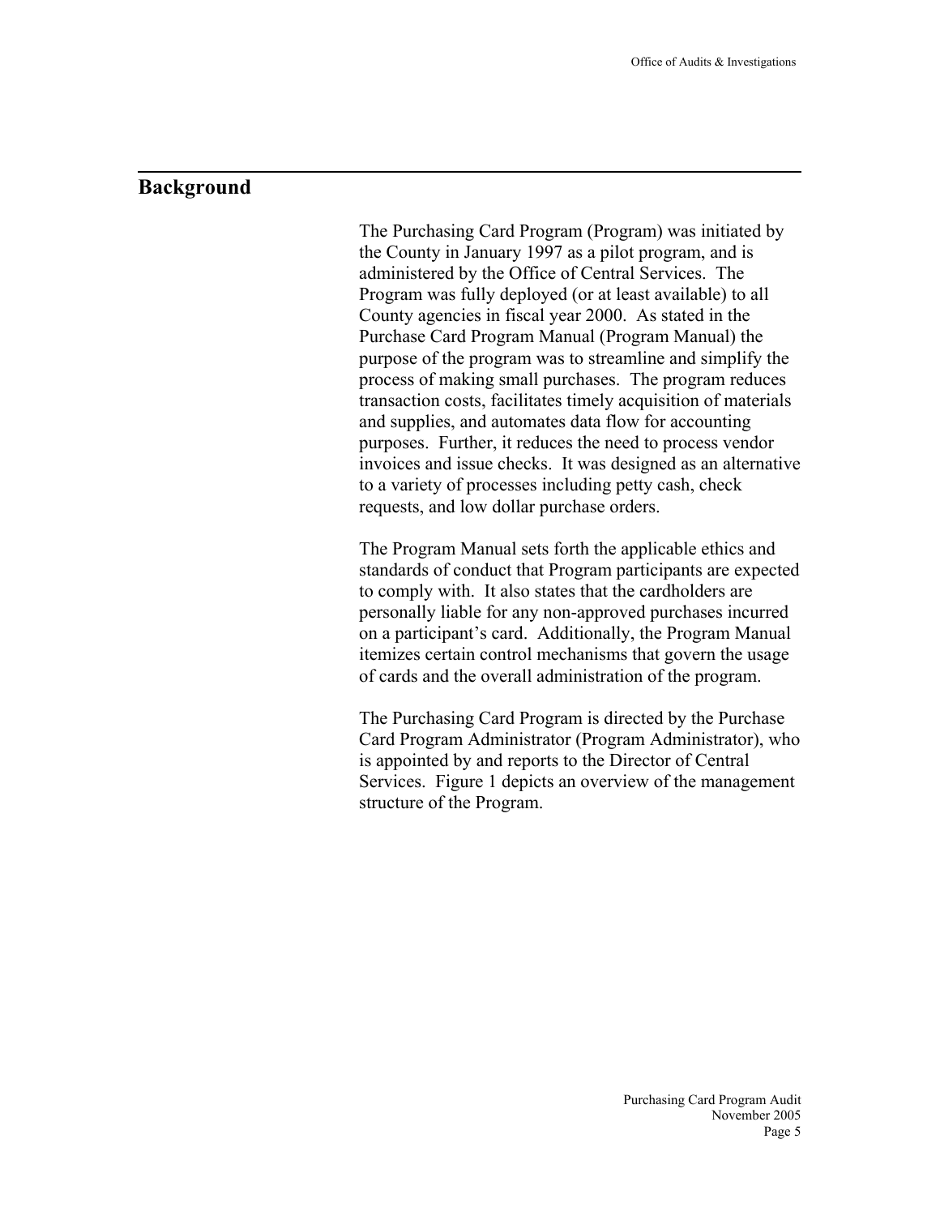## Background

The Purchasing Card Program (Program) was initiated by the County in January 1997 as a pilot program, and is administered by the Office of Central Services. The Program was fully deployed (or at least available) to all County agencies in fiscal year 2000. As stated in the Purchase Card Program Manual (Program Manual) the purpose of the program was to streamline and simplify the process of making small purchases. The program reduces transaction costs, facilitates timely acquisition of materials and supplies, and automates data flow for accounting purposes. Further, it reduces the need to process vendor invoices and issue checks. It was designed as an alternative to a variety of processes including petty cash, check requests, and low dollar purchase orders.

The Program Manual sets forth the applicable ethics and standards of conduct that Program participants are expected to comply with. It also states that the cardholders are personally liable for any non-approved purchases incurred on a participant's card. Additionally, the Program Manual itemizes certain control mechanisms that govern the usage of cards and the overall administration of the program.

The Purchasing Card Program is directed by the Purchase Card Program Administrator (Program Administrator), who is appointed by and reports to the Director of Central Services. Figure 1 depicts an overview of the management structure of the Program.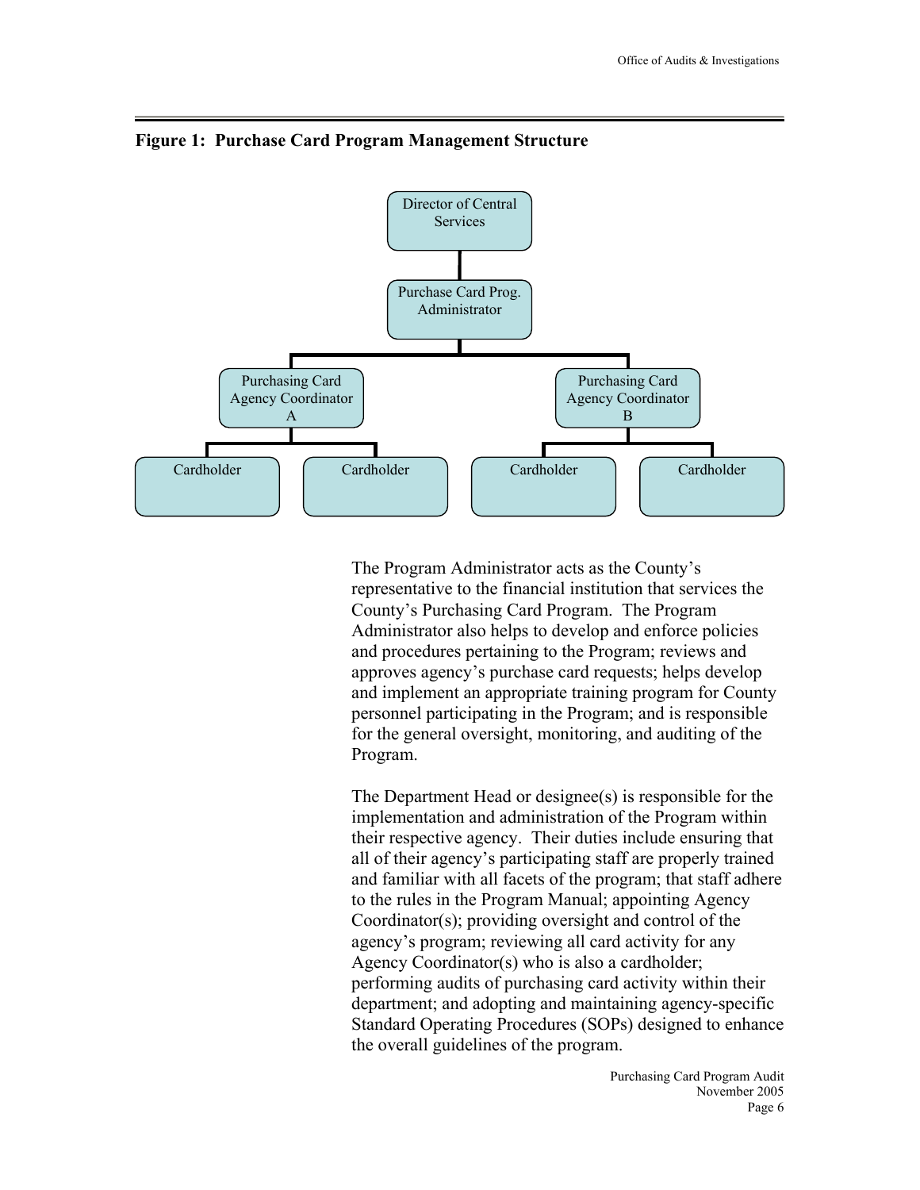**Figure 1: Purchase Card Program Management Structure**

- Director of Central Services
  - Purchase Card Prog. Administrator
    - Purchasing Card Agency Coordinator A
      - Cardholder
      - Cardholder
    - Purchasing Card Agency Coordinator B
      - Cardholder
      - Cardholder

The Program Administrator acts as the County's representative to the financial institution that services the County's Purchasing Card Program. The Program Administrator also helps to develop and enforce policies and procedures pertaining to the Program; reviews and approves agency's purchase card requests; helps develop and implement an appropriate training program for County personnel participating in the Program; and is responsible for the general oversight, monitoring, and auditing of the Program.

The Department Head or designee(s) is responsible for the implementation and administration of the Program within their respective agency. Their duties include ensuring that all of their agency's participating staff are properly trained and familiar with all facets of the program; that staff adhere to the rules in the Program Manual; appointing Agency Coordinator(s); providing oversight and control of the agency's program; reviewing all card activity for any Agency Coordinator(s) who is also a cardholder; performing audits of purchasing card activity within their department; and adopting and maintaining agency-specific Standard Operating Procedures (SOPs) designed to enhance the overall guidelines of the program.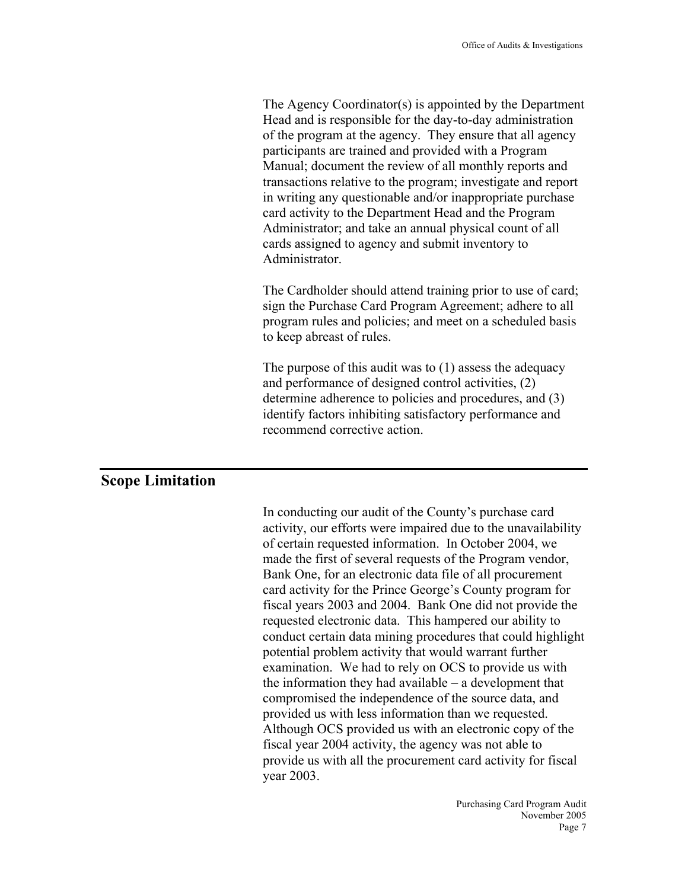The Agency Coordinator(s) is appointed by the Department Head and is responsible for the day-to-day administration of the program at the agency. They ensure that all agency participants are trained and provided with a Program Manual; document the review of all monthly reports and transactions relative to the program; investigate and report in writing any questionable and/or inappropriate purchase card activity to the Department Head and the Program Administrator; and take an annual physical count of all cards assigned to agency and submit inventory to Administrator.

The Cardholder should attend training prior to use of card; sign the Purchase Card Program Agreement; adhere to all program rules and policies; and meet on a scheduled basis to keep abreast of rules.

The purpose of this audit was to (1) assess the adequacy and performance of designed control activities, (2) determine adherence to policies and procedures, and (3) identify factors inhibiting satisfactory performance and recommend corrective action.

## Scope Limitation

In conducting our audit of the County's purchase card activity, our efforts were impaired due to the unavailability of certain requested information. In October 2004, we made the first of several requests of the Program vendor, Bank One, for an electronic data file of all procurement card activity for the Prince George's County program for fiscal years 2003 and 2004. Bank One did not provide the requested electronic data. This hampered our ability to conduct certain data mining procedures that could highlight potential problem activity that would warrant further examination. We had to rely on OCS to provide us with the information they had available – a development that compromised the independence of the source data, and provided us with less information than we requested. Although OCS provided us with an electronic copy of the fiscal year 2004 activity, the agency was not able to provide us with all the procurement card activity for fiscal year 2003.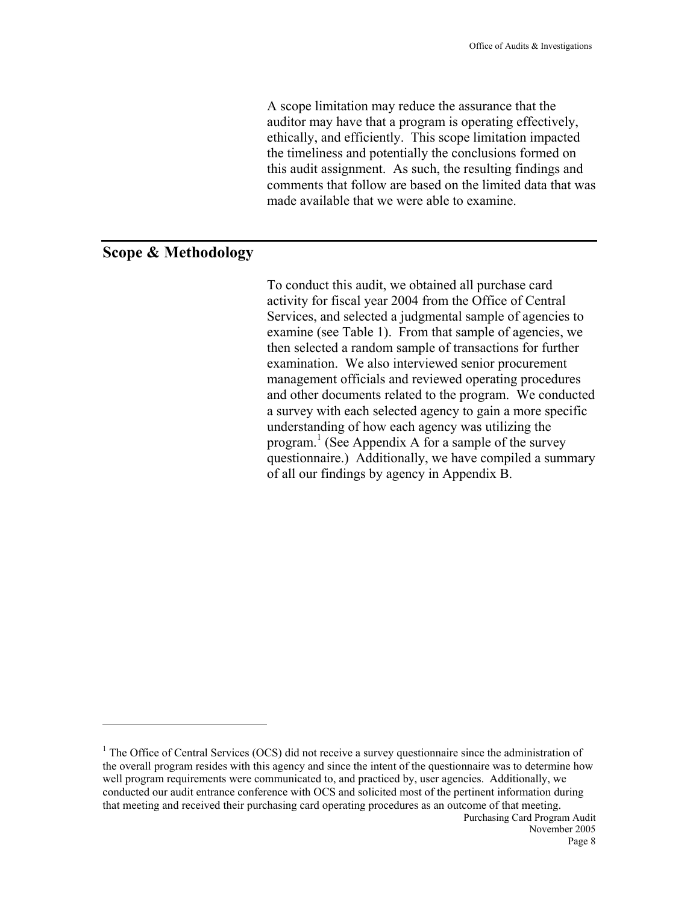A scope limitation may reduce the assurance that the auditor may have that a program is operating effectively, ethically, and efficiently. This scope limitation impacted the timeliness and potentially the conclusions formed on this audit assignment. As such, the resulting findings and comments that follow are based on the limited data that was made available that we were able to examine.

## Scope & Methodology

To conduct this audit, we obtained all purchase card activity for fiscal year 2004 from the Office of Central Services, and selected a judgmental sample of agencies to examine (see Table 1). From that sample of agencies, we then selected a random sample of transactions for further examination. We also interviewed senior procurement management officials and reviewed operating procedures and other documents related to the program. We conducted a survey with each selected agency to gain a more specific understanding of how each agency was utilizing the program.[1] (See Appendix A for a sample of the survey questionnaire.) Additionally, we have compiled a summary of all our findings by agency in Appendix B.

---

[1] The Office of Central Services (OCS) did not receive a survey questionnaire since the administration of the overall program resides with this agency and since the intent of the questionnaire was to determine how well program requirements were communicated to, and practiced by, user agencies. Additionally, we conducted our audit entrance conference with OCS and solicited most of the pertinent information during that meeting and received their purchasing card operating procedures as an outcome of that meeting.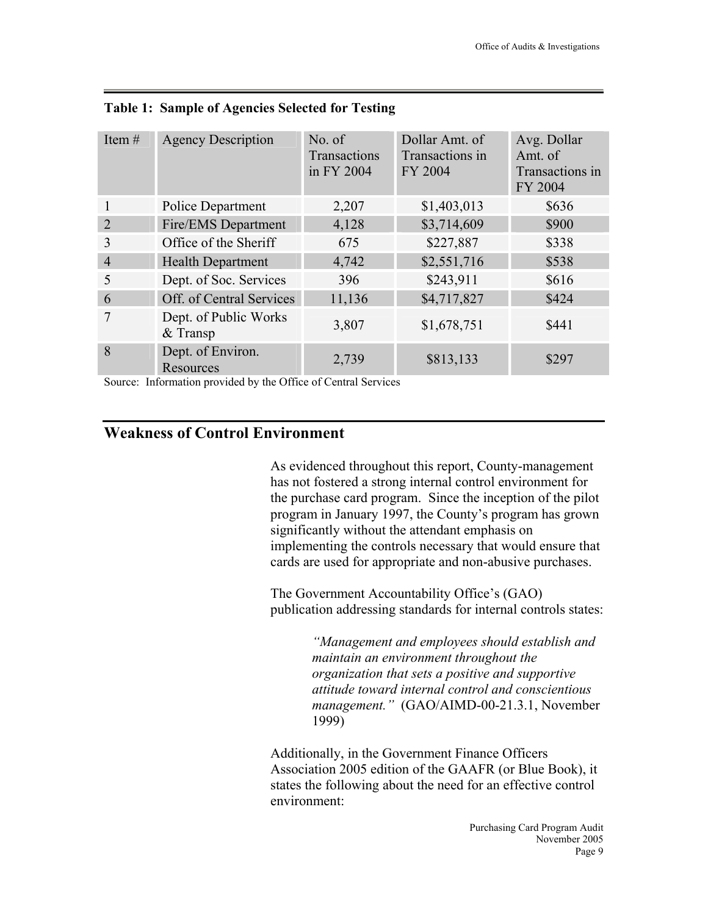**Table 1: Sample of Agencies Selected for Testing**

| Item # | Agency Description | No. of Transactions in FY 2004 | Dollar Amt. of Transactions in FY 2004 | Avg. Dollar Amt. of Transactions in FY 2004 |
|---|---|---|---|---|
| 1 | Police Department | 2,207 | $1,403,013 | $636 |
| 2 | Fire/EMS Department | 4,128 | $3,714,609 | $900 |
| 3 | Office of the Sheriff | 675 | $227,887 | $338 |
| 4 | Health Department | 4,742 | $2,551,716 | $538 |
| 5 | Dept. of Soc. Services | 396 | $243,911 | $616 |
| 6 | Off. of Central Services | 11,136 | $4,717,827 | $424 |
| 7 | Dept. of Public Works & Transp | 3,807 | $1,678,751 | $441 |
| 8 | Dept. of Environ. Resources | 2,739 | $813,133 | $297 |

Source: Information provided by the Office of Central Services

## Weakness of Control Environment

As evidenced throughout this report, County-management has not fostered a strong internal control environment for the purchase card program. Since the inception of the pilot program in January 1997, the County's program has grown significantly without the attendant emphasis on implementing the controls necessary that would ensure that cards are used for appropriate and non-abusive purchases.

The Government Accountability Office's (GAO) publication addressing standards for internal controls states:

> *"Management and employees should establish and maintain an environment throughout the organization that sets a positive and supportive attitude toward internal control and conscientious management."* (GAO/AIMD-00-21.3.1, November 1999)

Additionally, in the Government Finance Officers Association 2005 edition of the GAAFR (or Blue Book), it states the following about the need for an effective control environment: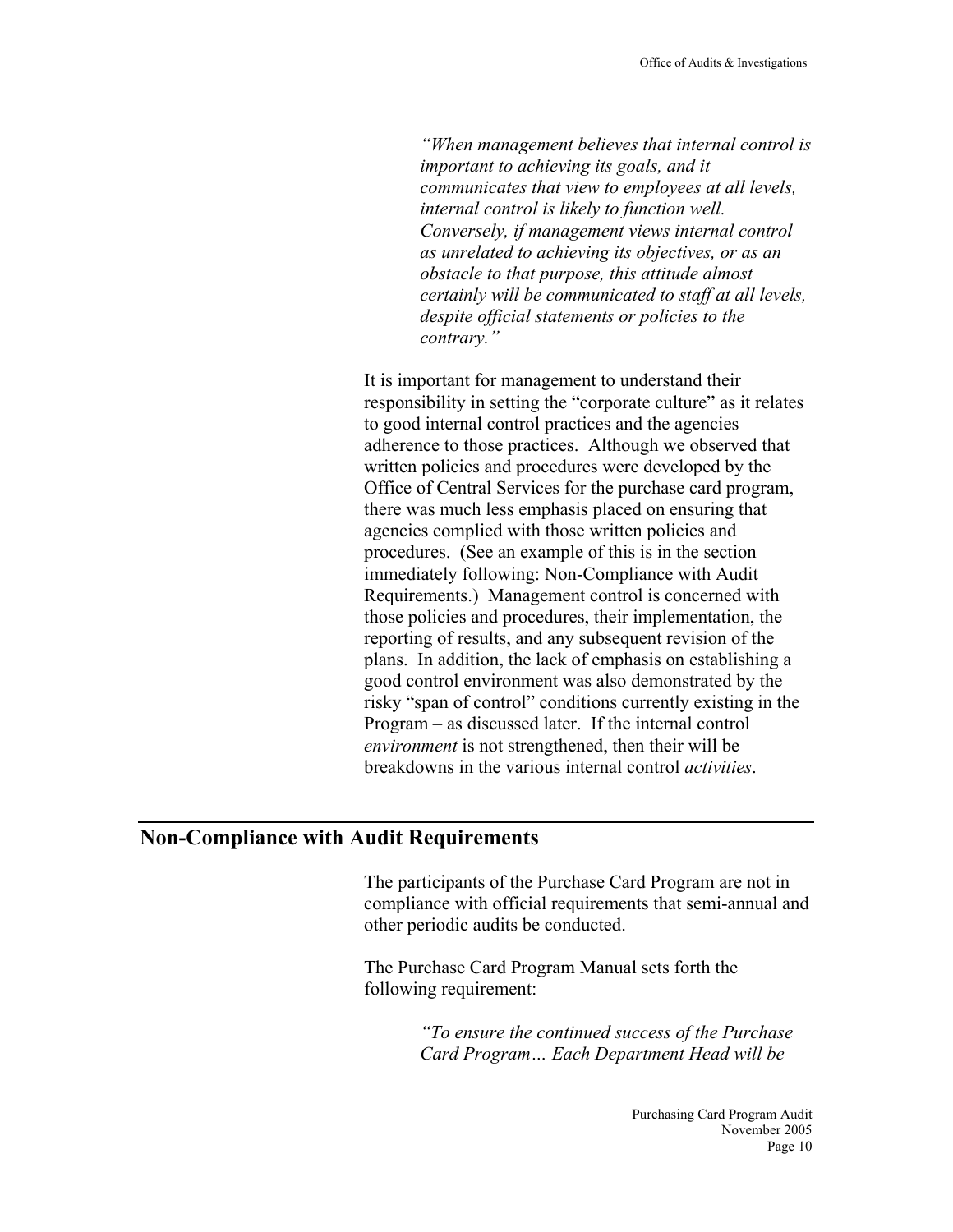> *"When management believes that internal control is important to achieving its goals, and it communicates that view to employees at all levels, internal control is likely to function well. Conversely, if management views internal control as unrelated to achieving its objectives, or as an obstacle to that purpose, this attitude almost certainly will be communicated to staff at all levels, despite official statements or policies to the contrary."*

It is important for management to understand their responsibility in setting the "corporate culture" as it relates to good internal control practices and the agencies adherence to those practices. Although we observed that written policies and procedures were developed by the Office of Central Services for the purchase card program, there was much less emphasis placed on ensuring that agencies complied with those written policies and procedures. (See an example of this is in the section immediately following: Non-Compliance with Audit Requirements.) Management control is concerned with those policies and procedures, their implementation, the reporting of results, and any subsequent revision of the plans. In addition, the lack of emphasis on establishing a good control environment was also demonstrated by the risky "span of control" conditions currently existing in the Program – as discussed later. If the internal control *environment* is not strengthened, then their will be breakdowns in the various internal control *activities*.

## Non-Compliance with Audit Requirements

The participants of the Purchase Card Program are not in compliance with official requirements that semi-annual and other periodic audits be conducted.

The Purchase Card Program Manual sets forth the following requirement:

> *"To ensure the continued success of the Purchase Card Program… Each Department Head will be*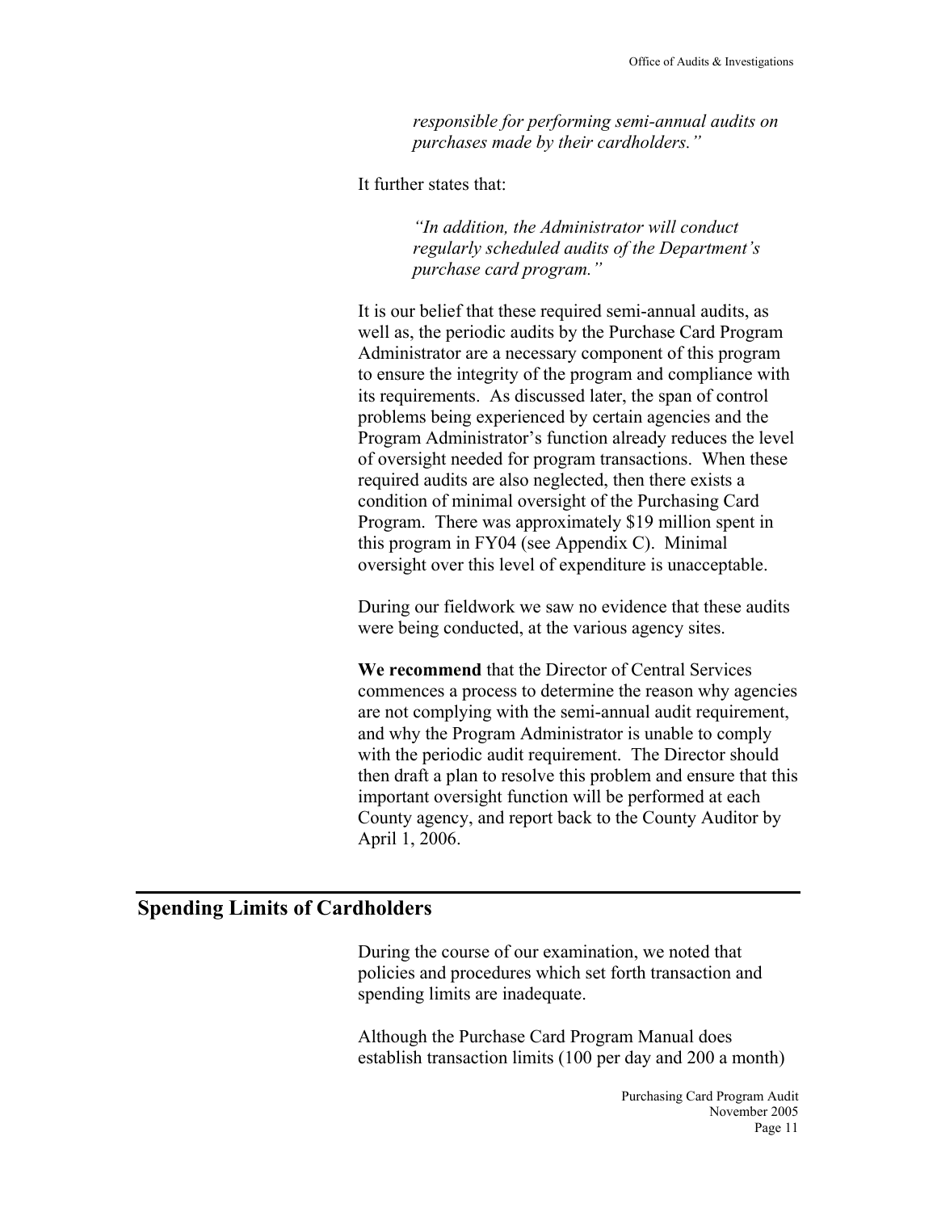> *responsible for performing semi-annual audits on purchases made by their cardholders."*

It further states that:

> *"In addition, the Administrator will conduct regularly scheduled audits of the Department's purchase card program."*

It is our belief that these required semi-annual audits, as well as, the periodic audits by the Purchase Card Program Administrator are a necessary component of this program to ensure the integrity of the program and compliance with its requirements. As discussed later, the span of control problems being experienced by certain agencies and the Program Administrator's function already reduces the level of oversight needed for program transactions. When these required audits are also neglected, then there exists a condition of minimal oversight of the Purchasing Card Program. There was approximately $19 million spent in this program in FY04 (see Appendix C). Minimal oversight over this level of expenditure is unacceptable.

During our fieldwork we saw no evidence that these audits were being conducted, at the various agency sites.

**We recommend** that the Director of Central Services commences a process to determine the reason why agencies are not complying with the semi-annual audit requirement, and why the Program Administrator is unable to comply with the periodic audit requirement. The Director should then draft a plan to resolve this problem and ensure that this important oversight function will be performed at each County agency, and report back to the County Auditor by April 1, 2006.

## Spending Limits of Cardholders

During the course of our examination, we noted that policies and procedures which set forth transaction and spending limits are inadequate.

Although the Purchase Card Program Manual does establish transaction limits (100 per day and 200 a month)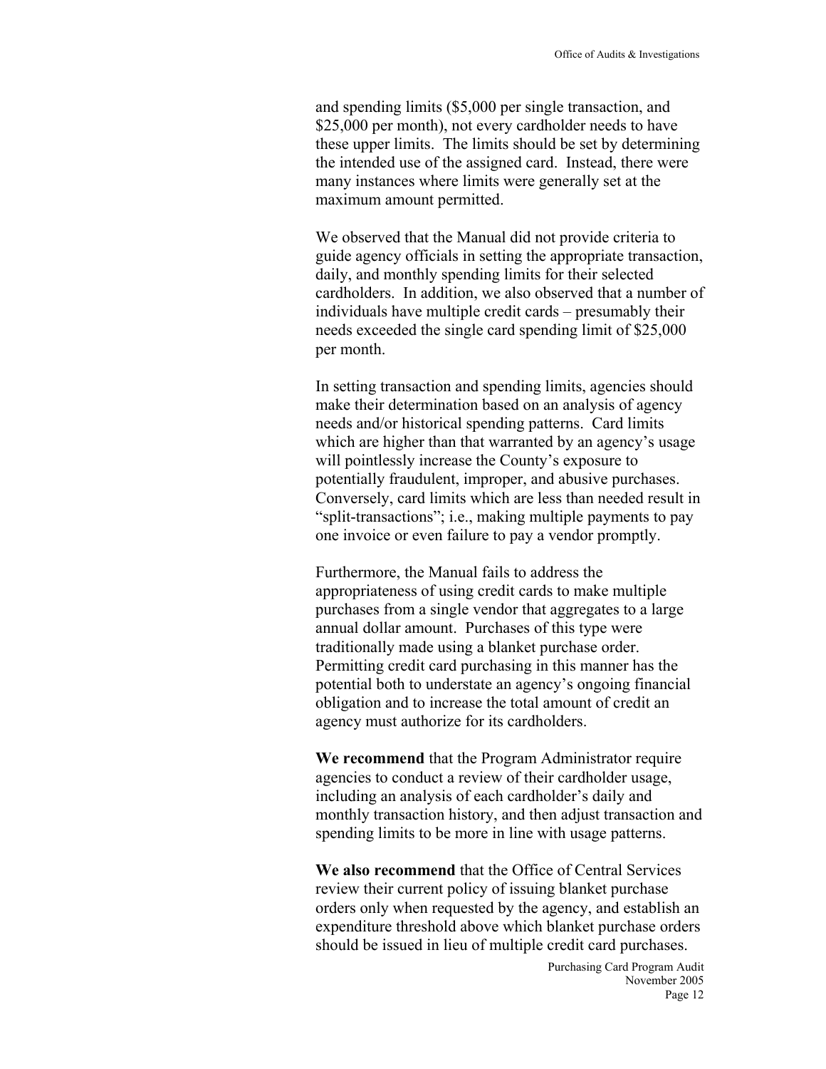and spending limits ($5,000 per single transaction, and $25,000 per month), not every cardholder needs to have these upper limits. The limits should be set by determining the intended use of the assigned card. Instead, there were many instances where limits were generally set at the maximum amount permitted.

We observed that the Manual did not provide criteria to guide agency officials in setting the appropriate transaction, daily, and monthly spending limits for their selected cardholders. In addition, we also observed that a number of individuals have multiple credit cards – presumably their needs exceeded the single card spending limit of $25,000 per month.

In setting transaction and spending limits, agencies should make their determination based on an analysis of agency needs and/or historical spending patterns. Card limits which are higher than that warranted by an agency's usage will pointlessly increase the County's exposure to potentially fraudulent, improper, and abusive purchases. Conversely, card limits which are less than needed result in "split-transactions"; i.e., making multiple payments to pay one invoice or even failure to pay a vendor promptly.

Furthermore, the Manual fails to address the appropriateness of using credit cards to make multiple purchases from a single vendor that aggregates to a large annual dollar amount. Purchases of this type were traditionally made using a blanket purchase order. Permitting credit card purchasing in this manner has the potential both to understate an agency's ongoing financial obligation and to increase the total amount of credit an agency must authorize for its cardholders.

**We recommend** that the Program Administrator require agencies to conduct a review of their cardholder usage, including an analysis of each cardholder's daily and monthly transaction history, and then adjust transaction and spending limits to be more in line with usage patterns.

**We also recommend** that the Office of Central Services review their current policy of issuing blanket purchase orders only when requested by the agency, and establish an expenditure threshold above which blanket purchase orders should be issued in lieu of multiple credit card purchases.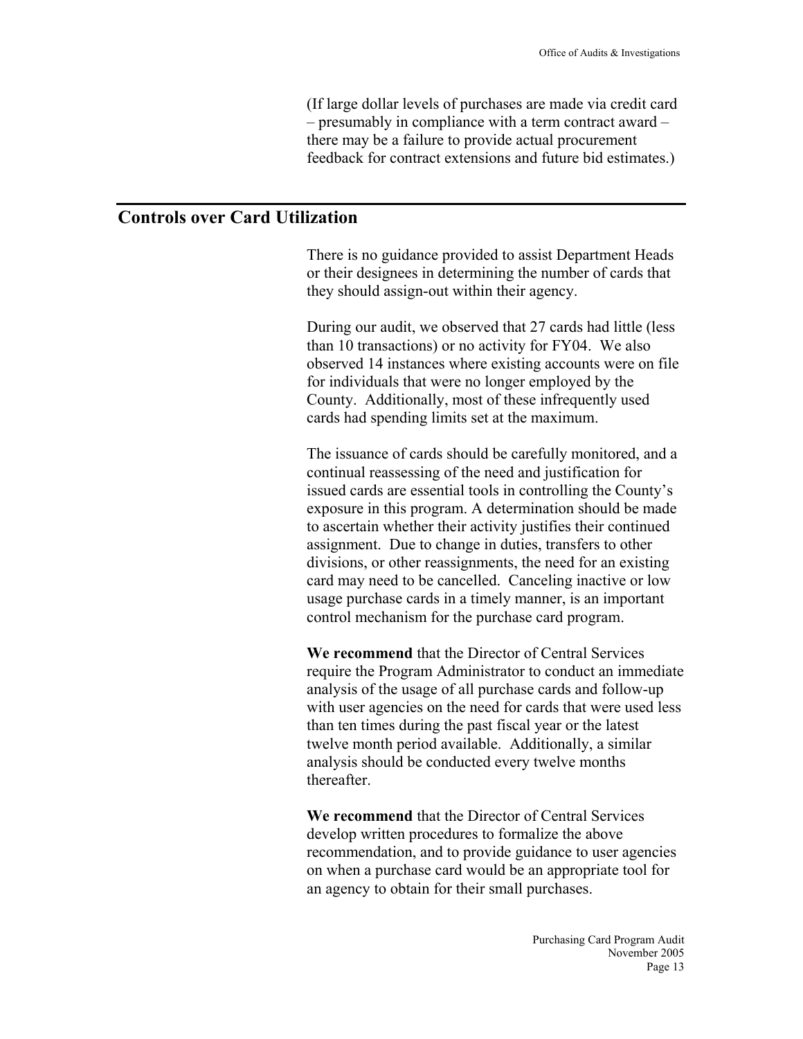(If large dollar levels of purchases are made via credit card – presumably in compliance with a term contract award – there may be a failure to provide actual procurement feedback for contract extensions and future bid estimates.)

## Controls over Card Utilization

There is no guidance provided to assist Department Heads or their designees in determining the number of cards that they should assign-out within their agency.

During our audit, we observed that 27 cards had little (less than 10 transactions) or no activity for FY04. We also observed 14 instances where existing accounts were on file for individuals that were no longer employed by the County. Additionally, most of these infrequently used cards had spending limits set at the maximum.

The issuance of cards should be carefully monitored, and a continual reassessing of the need and justification for issued cards are essential tools in controlling the County's exposure in this program. A determination should be made to ascertain whether their activity justifies their continued assignment. Due to change in duties, transfers to other divisions, or other reassignments, the need for an existing card may need to be cancelled. Canceling inactive or low usage purchase cards in a timely manner, is an important control mechanism for the purchase card program.

**We recommend** that the Director of Central Services require the Program Administrator to conduct an immediate analysis of the usage of all purchase cards and follow-up with user agencies on the need for cards that were used less than ten times during the past fiscal year or the latest twelve month period available. Additionally, a similar analysis should be conducted every twelve months thereafter.

**We recommend** that the Director of Central Services develop written procedures to formalize the above recommendation, and to provide guidance to user agencies on when a purchase card would be an appropriate tool for an agency to obtain for their small purchases.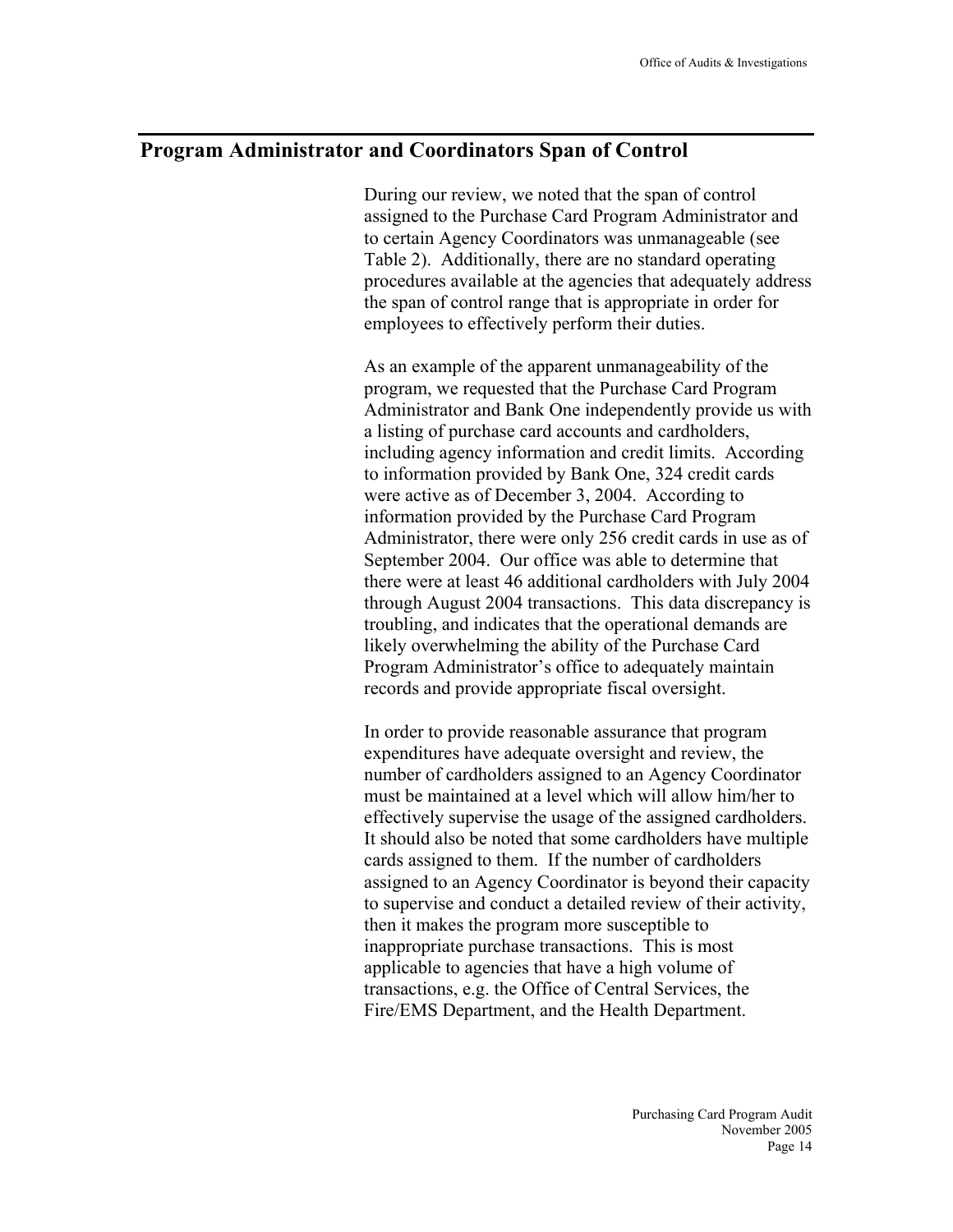## Program Administrator and Coordinators Span of Control

During our review, we noted that the span of control assigned to the Purchase Card Program Administrator and to certain Agency Coordinators was unmanageable (see Table 2). Additionally, there are no standard operating procedures available at the agencies that adequately address the span of control range that is appropriate in order for employees to effectively perform their duties.

As an example of the apparent unmanageability of the program, we requested that the Purchase Card Program Administrator and Bank One independently provide us with a listing of purchase card accounts and cardholders, including agency information and credit limits. According to information provided by Bank One, 324 credit cards were active as of December 3, 2004. According to information provided by the Purchase Card Program Administrator, there were only 256 credit cards in use as of September 2004. Our office was able to determine that there were at least 46 additional cardholders with July 2004 through August 2004 transactions. This data discrepancy is troubling, and indicates that the operational demands are likely overwhelming the ability of the Purchase Card Program Administrator's office to adequately maintain records and provide appropriate fiscal oversight.

In order to provide reasonable assurance that program expenditures have adequate oversight and review, the number of cardholders assigned to an Agency Coordinator must be maintained at a level which will allow him/her to effectively supervise the usage of the assigned cardholders. It should also be noted that some cardholders have multiple cards assigned to them. If the number of cardholders assigned to an Agency Coordinator is beyond their capacity to supervise and conduct a detailed review of their activity, then it makes the program more susceptible to inappropriate purchase transactions. This is most applicable to agencies that have a high volume of transactions, e.g. the Office of Central Services, the Fire/EMS Department, and the Health Department.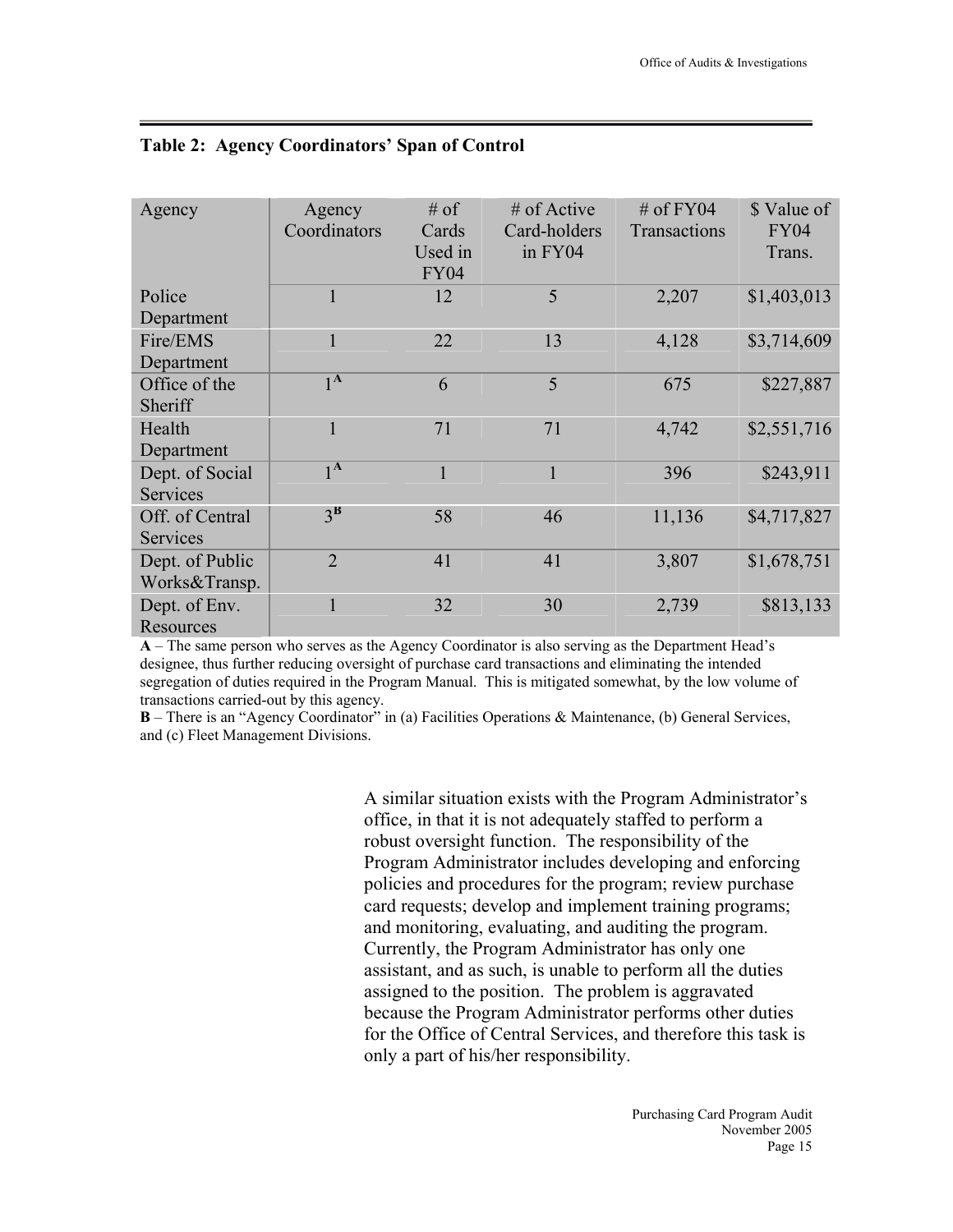**Table 2: Agency Coordinators' Span of Control**

| Agency | Agency Coordinators | # of Cards Used in FY04 | # of Active Card-holders in FY04 | # of FY04 Transactions | $ Value of FY04 Trans. |
|---|---|---|---|---|---|
| Police Department | 1 | 12 | 5 | 2,207 | $1,403,013 |
| Fire/EMS Department | 1 | 22 | 13 | 4,128 | $3,714,609 |
| Office of the Sheriff | 1[A] | 6 | 5 | 675 | $227,887 |
| Health Department | 1 | 71 | 71 | 4,742 | $2,551,716 |
| Dept. of Social Services | 1[A] | 1 | 1 | 396 | $243,911 |
| Off. of Central Services | 3[B] | 58 | 46 | 11,136 | $4,717,827 |
| Dept. of Public Works&Transp. | 2 | 41 | 41 | 3,807 | $1,678,751 |
| Dept. of Env. Resources | 1 | 32 | 30 | 2,739 | $813,133 |

**A** – The same person who serves as the Agency Coordinator is also serving as the Department Head's designee, thus further reducing oversight of purchase card transactions and eliminating the intended segregation of duties required in the Program Manual. This is mitigated somewhat, by the low volume of transactions carried-out by this agency.

**B** – There is an "Agency Coordinator" in (a) Facilities Operations & Maintenance, (b) General Services, and (c) Fleet Management Divisions.

A similar situation exists with the Program Administrator's office, in that it is not adequately staffed to perform a robust oversight function. The responsibility of the Program Administrator includes developing and enforcing policies and procedures for the program; review purchase card requests; develop and implement training programs; and monitoring, evaluating, and auditing the program. Currently, the Program Administrator has only one assistant, and as such, is unable to perform all the duties assigned to the position. The problem is aggravated because the Program Administrator performs other duties for the Office of Central Services, and therefore this task is only a part of his/her responsibility.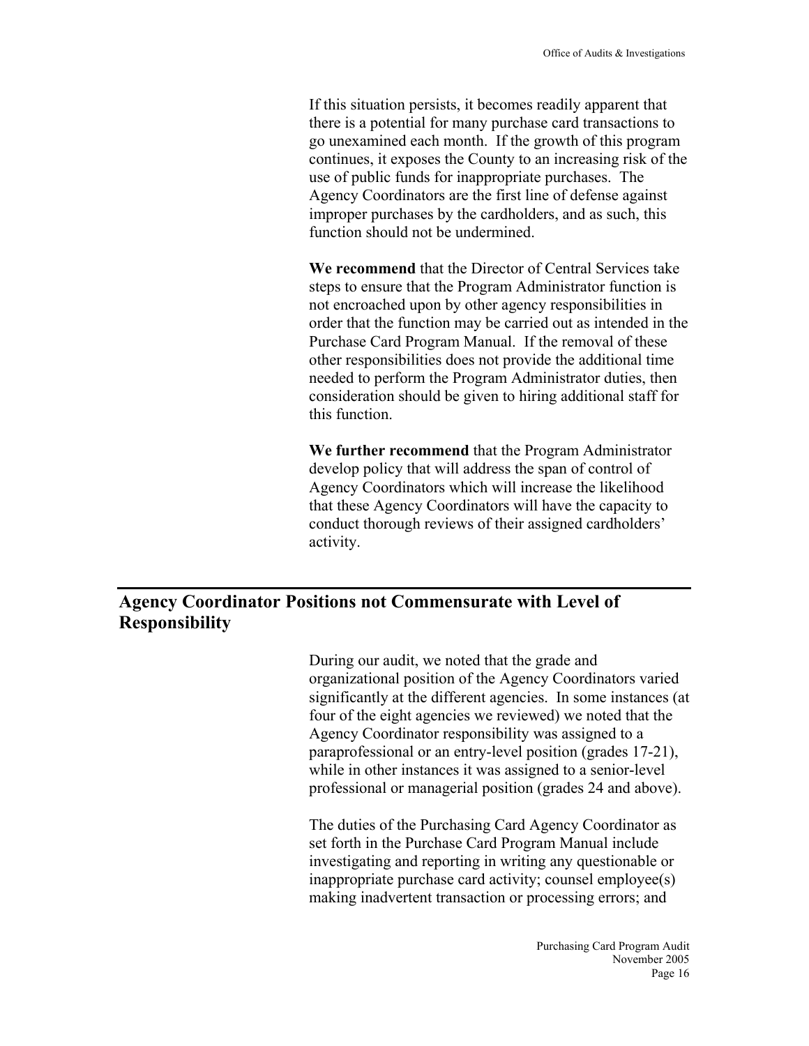If this situation persists, it becomes readily apparent that there is a potential for many purchase card transactions to go unexamined each month. If the growth of this program continues, it exposes the County to an increasing risk of the use of public funds for inappropriate purchases. The Agency Coordinators are the first line of defense against improper purchases by the cardholders, and as such, this function should not be undermined.

**We recommend** that the Director of Central Services take steps to ensure that the Program Administrator function is not encroached upon by other agency responsibilities in order that the function may be carried out as intended in the Purchase Card Program Manual. If the removal of these other responsibilities does not provide the additional time needed to perform the Program Administrator duties, then consideration should be given to hiring additional staff for this function.

**We further recommend** that the Program Administrator develop policy that will address the span of control of Agency Coordinators which will increase the likelihood that these Agency Coordinators will have the capacity to conduct thorough reviews of their assigned cardholders' activity.

## Agency Coordinator Positions not Commensurate with Level of Responsibility

During our audit, we noted that the grade and organizational position of the Agency Coordinators varied significantly at the different agencies. In some instances (at four of the eight agencies we reviewed) we noted that the Agency Coordinator responsibility was assigned to a paraprofessional or an entry-level position (grades 17-21), while in other instances it was assigned to a senior-level professional or managerial position (grades 24 and above).

The duties of the Purchasing Card Agency Coordinator as set forth in the Purchase Card Program Manual include investigating and reporting in writing any questionable or inappropriate purchase card activity; counsel employee(s) making inadvertent transaction or processing errors; and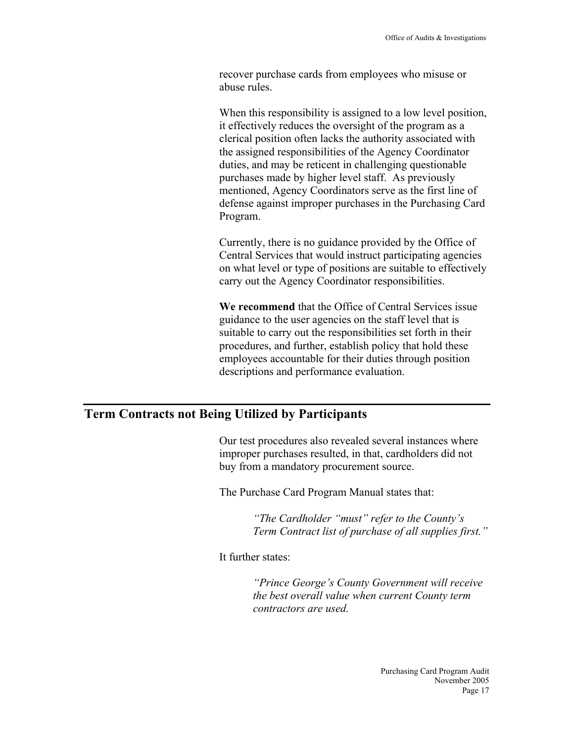recover purchase cards from employees who misuse or abuse rules.

When this responsibility is assigned to a low level position, it effectively reduces the oversight of the program as a clerical position often lacks the authority associated with the assigned responsibilities of the Agency Coordinator duties, and may be reticent in challenging questionable purchases made by higher level staff. As previously mentioned, Agency Coordinators serve as the first line of defense against improper purchases in the Purchasing Card Program.

Currently, there is no guidance provided by the Office of Central Services that would instruct participating agencies on what level or type of positions are suitable to effectively carry out the Agency Coordinator responsibilities.

**We recommend** that the Office of Central Services issue guidance to the user agencies on the staff level that is suitable to carry out the responsibilities set forth in their procedures, and further, establish policy that hold these employees accountable for their duties through position descriptions and performance evaluation.

## Term Contracts not Being Utilized by Participants

Our test procedures also revealed several instances where improper purchases resulted, in that, cardholders did not buy from a mandatory procurement source.

The Purchase Card Program Manual states that:

> *"The Cardholder "must" refer to the County's Term Contract list of purchase of all supplies first."*

It further states:

> *"Prince George's County Government will receive the best overall value when current County term contractors are used.*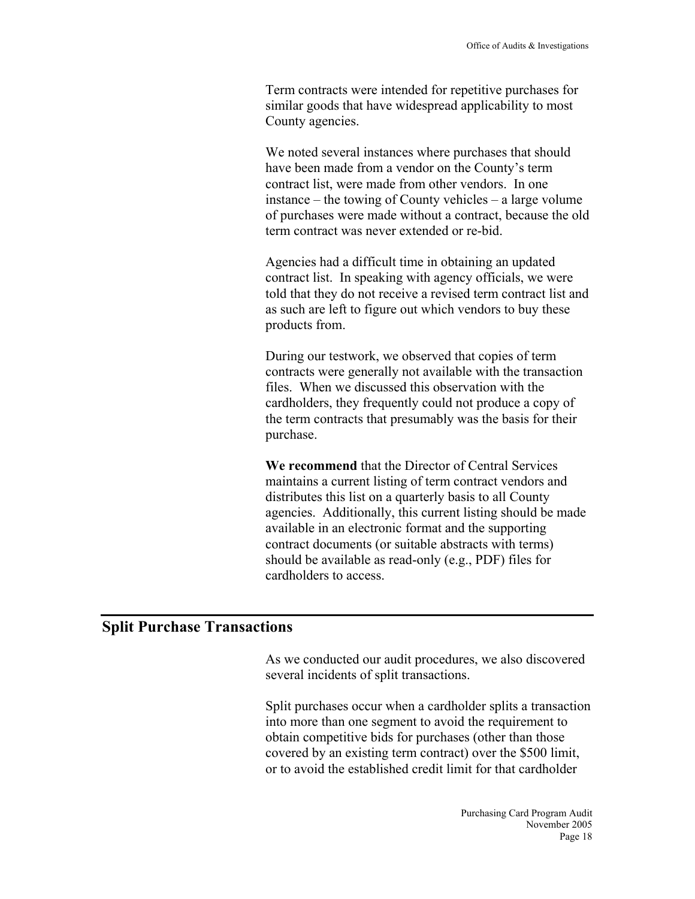Term contracts were intended for repetitive purchases for similar goods that have widespread applicability to most County agencies.

We noted several instances where purchases that should have been made from a vendor on the County's term contract list, were made from other vendors. In one instance – the towing of County vehicles – a large volume of purchases were made without a contract, because the old term contract was never extended or re-bid.

Agencies had a difficult time in obtaining an updated contract list. In speaking with agency officials, we were told that they do not receive a revised term contract list and as such are left to figure out which vendors to buy these products from.

During our testwork, we observed that copies of term contracts were generally not available with the transaction files. When we discussed this observation with the cardholders, they frequently could not produce a copy of the term contracts that presumably was the basis for their purchase.

**We recommend** that the Director of Central Services maintains a current listing of term contract vendors and distributes this list on a quarterly basis to all County agencies. Additionally, this current listing should be made available in an electronic format and the supporting contract documents (or suitable abstracts with terms) should be available as read-only (e.g., PDF) files for cardholders to access.

## Split Purchase Transactions

As we conducted our audit procedures, we also discovered several incidents of split transactions.

Split purchases occur when a cardholder splits a transaction into more than one segment to avoid the requirement to obtain competitive bids for purchases (other than those covered by an existing term contract) over the $500 limit, or to avoid the established credit limit for that cardholder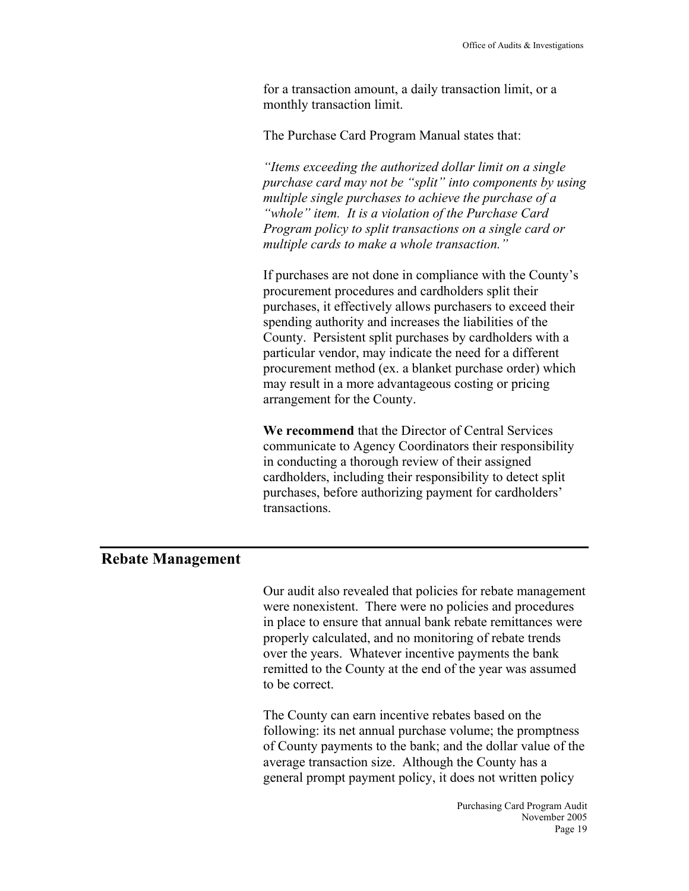for a transaction amount, a daily transaction limit, or a monthly transaction limit.

The Purchase Card Program Manual states that:

*"Items exceeding the authorized dollar limit on a single purchase card may not be "split" into components by using multiple single purchases to achieve the purchase of a "whole" item. It is a violation of the Purchase Card Program policy to split transactions on a single card or multiple cards to make a whole transaction."*

If purchases are not done in compliance with the County's procurement procedures and cardholders split their purchases, it effectively allows purchasers to exceed their spending authority and increases the liabilities of the County. Persistent split purchases by cardholders with a particular vendor, may indicate the need for a different procurement method (ex. a blanket purchase order) which may result in a more advantageous costing or pricing arrangement for the County.

**We recommend** that the Director of Central Services communicate to Agency Coordinators their responsibility in conducting a thorough review of their assigned cardholders, including their responsibility to detect split purchases, before authorizing payment for cardholders' transactions.

## Rebate Management

Our audit also revealed that policies for rebate management were nonexistent. There were no policies and procedures in place to ensure that annual bank rebate remittances were properly calculated, and no monitoring of rebate trends over the years. Whatever incentive payments the bank remitted to the County at the end of the year was assumed to be correct.

The County can earn incentive rebates based on the following: its net annual purchase volume; the promptness of County payments to the bank; and the dollar value of the average transaction size. Although the County has a general prompt payment policy, it does not written policy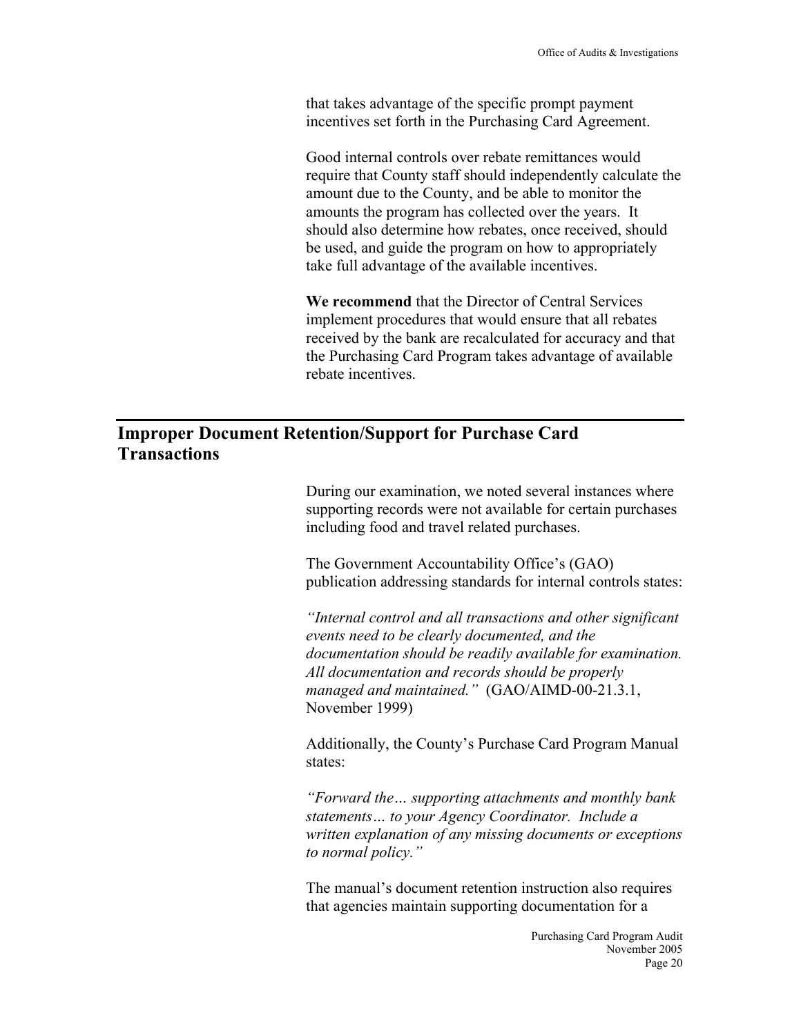that takes advantage of the specific prompt payment incentives set forth in the Purchasing Card Agreement.

Good internal controls over rebate remittances would require that County staff should independently calculate the amount due to the County, and be able to monitor the amounts the program has collected over the years. It should also determine how rebates, once received, should be used, and guide the program on how to appropriately take full advantage of the available incentives.

**We recommend** that the Director of Central Services implement procedures that would ensure that all rebates received by the bank are recalculated for accuracy and that the Purchasing Card Program takes advantage of available rebate incentives.

## Improper Document Retention/Support for Purchase Card Transactions

During our examination, we noted several instances where supporting records were not available for certain purchases including food and travel related purchases.

The Government Accountability Office's (GAO) publication addressing standards for internal controls states:

*"Internal control and all transactions and other significant events need to be clearly documented, and the documentation should be readily available for examination. All documentation and records should be properly managed and maintained."* (GAO/AIMD-00-21.3.1, November 1999)

Additionally, the County's Purchase Card Program Manual states:

*"Forward the… supporting attachments and monthly bank statements… to your Agency Coordinator. Include a written explanation of any missing documents or exceptions to normal policy."*

The manual's document retention instruction also requires that agencies maintain supporting documentation for a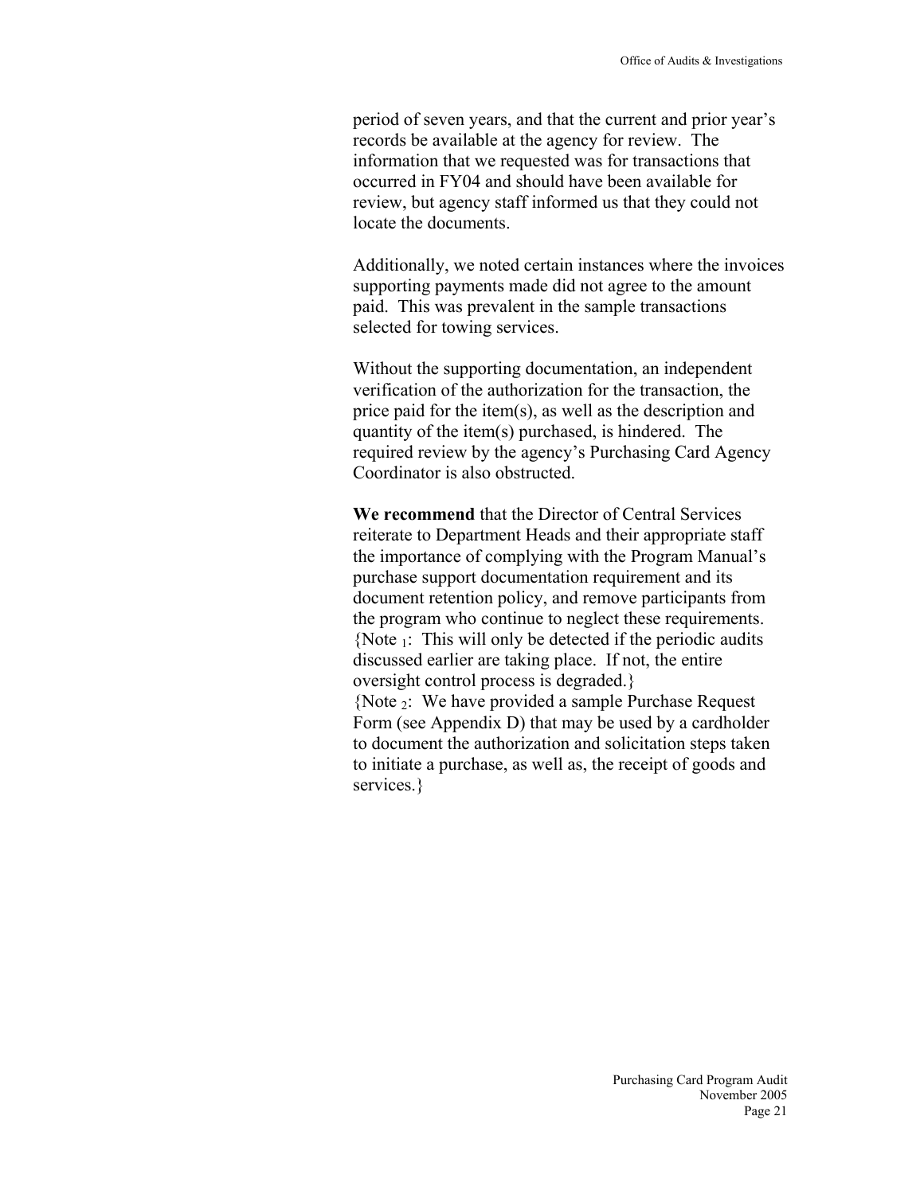period of seven years, and that the current and prior year's records be available at the agency for review. The information that we requested was for transactions that occurred in FY04 and should have been available for review, but agency staff informed us that they could not locate the documents.

Additionally, we noted certain instances where the invoices supporting payments made did not agree to the amount paid. This was prevalent in the sample transactions selected for towing services.

Without the supporting documentation, an independent verification of the authorization for the transaction, the price paid for the item(s), as well as the description and quantity of the item(s) purchased, is hindered. The required review by the agency's Purchasing Card Agency Coordinator is also obstructed.

**We recommend** that the Director of Central Services reiterate to Department Heads and their appropriate staff the importance of complying with the Program Manual's purchase support documentation requirement and its document retention policy, and remove participants from the program who continue to neglect these requirements. {Note $_1$: This will only be detected if the periodic audits discussed earlier are taking place. If not, the entire oversight control process is degraded.}
{Note $_2$: We have provided a sample Purchase Request Form (see Appendix D) that may be used by a cardholder to document the authorization and solicitation steps taken to initiate a purchase, as well as, the receipt of goods and services.}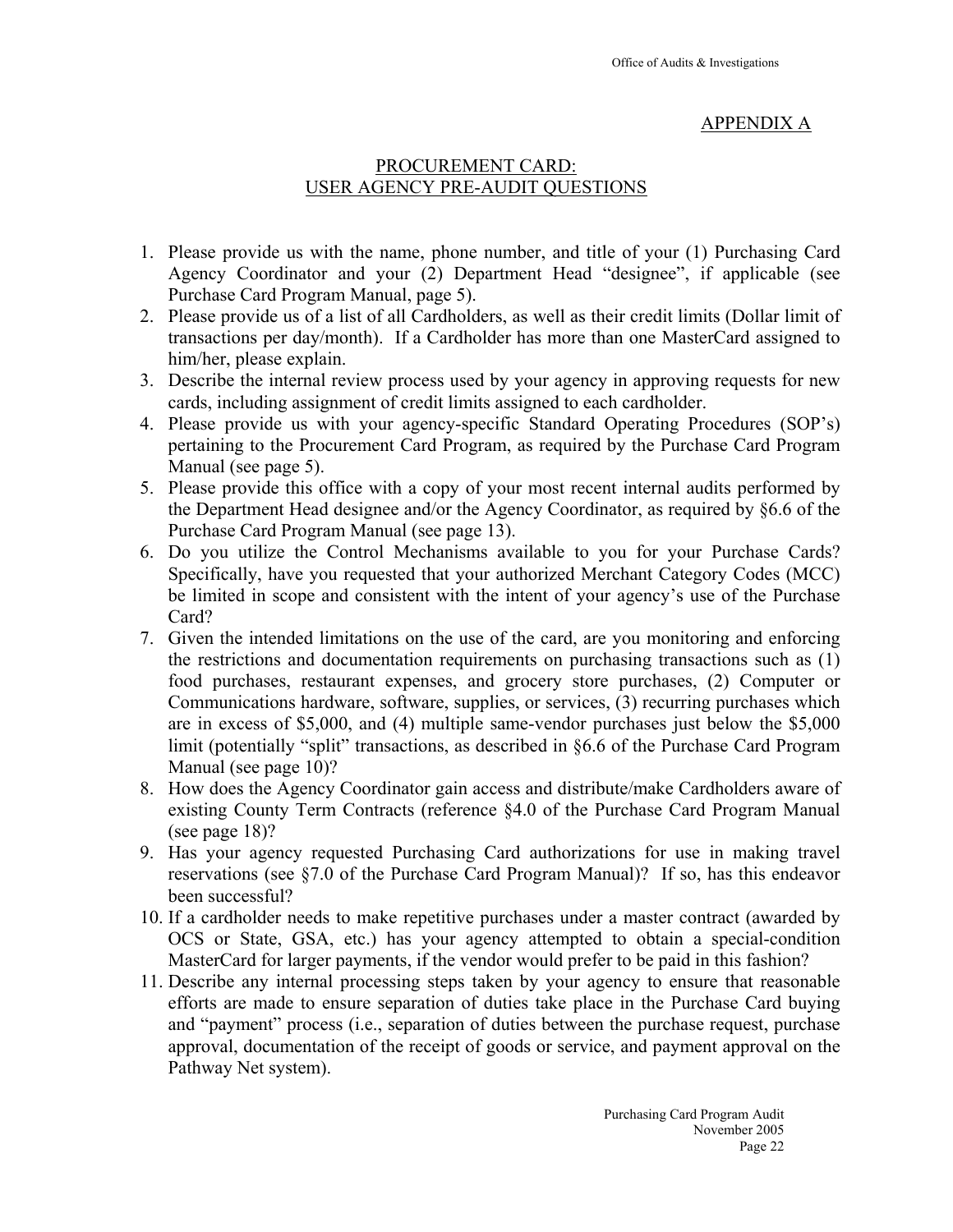## APPENDIX A

### PROCUREMENT CARD: USER AGENCY PRE-AUDIT QUESTIONS

1. Please provide us with the name, phone number, and title of your (1) Purchasing Card Agency Coordinator and your (2) Department Head "designee", if applicable (see Purchase Card Program Manual, page 5).
2. Please provide us of a list of all Cardholders, as well as their credit limits (Dollar limit of transactions per day/month). If a Cardholder has more than one MasterCard assigned to him/her, please explain.
3. Describe the internal review process used by your agency in approving requests for new cards, including assignment of credit limits assigned to each cardholder.
4. Please provide us with your agency-specific Standard Operating Procedures (SOP's) pertaining to the Procurement Card Program, as required by the Purchase Card Program Manual (see page 5).
5. Please provide this office with a copy of your most recent internal audits performed by the Department Head designee and/or the Agency Coordinator, as required by §6.6 of the Purchase Card Program Manual (see page 13).
6. Do you utilize the Control Mechanisms available to you for your Purchase Cards? Specifically, have you requested that your authorized Merchant Category Codes (MCC) be limited in scope and consistent with the intent of your agency's use of the Purchase Card?
7. Given the intended limitations on the use of the card, are you monitoring and enforcing the restrictions and documentation requirements on purchasing transactions such as (1) food purchases, restaurant expenses, and grocery store purchases, (2) Computer or Communications hardware, software, supplies, or services, (3) recurring purchases which are in excess of $5,000, and (4) multiple same-vendor purchases just below the $5,000 limit (potentially "split" transactions, as described in §6.6 of the Purchase Card Program Manual (see page 10)?
8. How does the Agency Coordinator gain access and distribute/make Cardholders aware of existing County Term Contracts (reference §4.0 of the Purchase Card Program Manual (see page 18)?
9. Has your agency requested Purchasing Card authorizations for use in making travel reservations (see §7.0 of the Purchase Card Program Manual)? If so, has this endeavor been successful?
10. If a cardholder needs to make repetitive purchases under a master contract (awarded by OCS or State, GSA, etc.) has your agency attempted to obtain a special-condition MasterCard for larger payments, if the vendor would prefer to be paid in this fashion?
11. Describe any internal processing steps taken by your agency to ensure that reasonable efforts are made to ensure separation of duties take place in the Purchase Card buying and "payment" process (i.e., separation of duties between the purchase request, purchase approval, documentation of the receipt of goods or service, and payment approval on the Pathway Net system).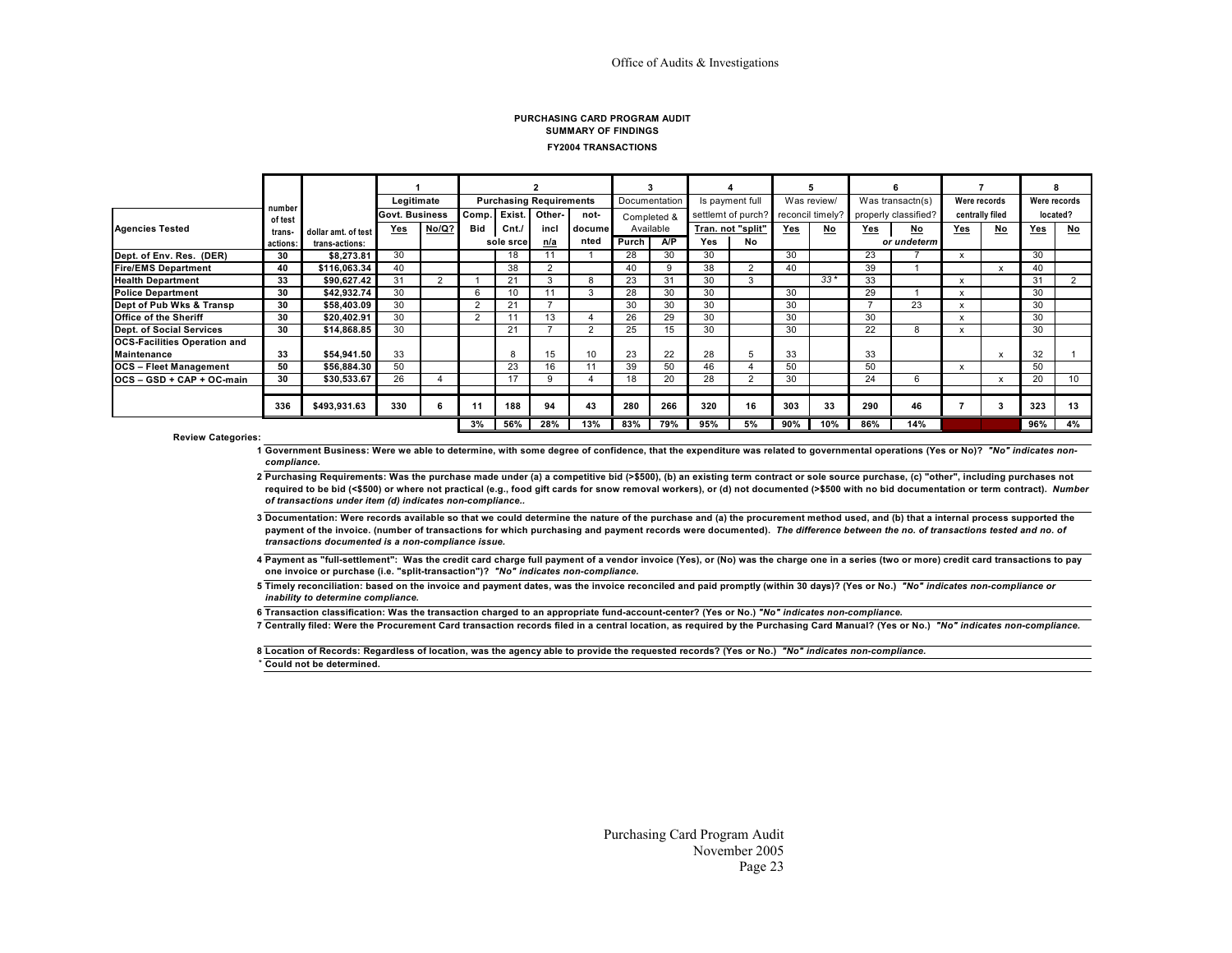**PURCHASING CARD PROGRAM AUDIT**
**SUMMARY OF FINDINGS**
**FY2004 TRANSACTIONS**

| Agencies Tested | number of test trans-actions: | dollar amt. of test trans-actions: | 1 Legitimate Govt. Business Yes | 1 No/Q? | 2 Purchasing Requirements Comp. Bid | 2 Exist. Cnt./ sole srce | 2 Other- incl n/a | 2 not-documented | 3 Documentation Completed & Available Purch | 3 A/P | 4 Is payment full settlemt of purch? Tran. not "split" Yes | 4 No | 5 Was review/ reconcil timely? Yes | 5 No | 6 Was transactn(s) properly classified? Yes | 6 No or undeterm | 7 Were records centrally filed Yes | 7 No | 8 Were records located? Yes | 8 No |
|---|---|---|---|---|---|---|---|---|---|---|---|---|---|---|---|---|---|---|---|---|
| Dept. of Env. Res. (DER) | 30 | $8,273.81 | 30 | | | 18 | 11 | 1 | 28 | 30 | 30 | | 30 | | 23 | 7 | x | | 30 | |
| Fire/EMS Department | 40 | $116,063.34 | 40 | | | 38 | 2 | | 40 | 9 | 38 | 2 | 40 | | 39 | 1 | | x | 40 | |
| Health Department | 33 | $90,627.42 | 31 | 2 | 1 | 21 | 3 | 8 | 23 | 31 | 30 | 3 | | 33 * | 33 | | x | | 31 | 2 |
| Police Department | 30 | $42,932.74 | 30 | | 6 | 10 | 11 | 3 | 28 | 30 | 30 | | 30 | | 29 | 1 | x | | 30 | |
| Dept of Pub Wks & Transp | 30 | $58,403.09 | 30 | | 2 | 21 | 7 | | 30 | 30 | 30 | | 30 | | 7 | 23 | x | | 30 | |
| Office of the Sheriff | 30 | $20,402.91 | 30 | | 2 | 11 | 13 | 4 | 26 | 29 | 30 | | 30 | | 30 | | x | | 30 | |
| Dept. of Social Services | 30 | $14,868.85 | 30 | | | 21 | 7 | 2 | 25 | 15 | 30 | | 30 | | 22 | 8 | x | | 30 | |
| OCS-Facilities Operation and Maintenance | 33 | $54,941.50 | 33 | | | 8 | 15 | 10 | 23 | 22 | 28 | 5 | 33 | | 33 | | | x | 32 | 1 |
| OCS – Fleet Management | 50 | $56,884.30 | 50 | | | 23 | 16 | 11 | 39 | 50 | 46 | 4 | 50 | | 50 | | x | | 50 | |
| OCS – GSD + CAP + OC-main | 30 | $30,533.67 | 26 | 4 | | 17 | 9 | 4 | 18 | 20 | 28 | 2 | 30 | | 24 | 6 | | x | 20 | 10 |
| | 336 | $493,931.63 | 330 | 6 | 11 | 188 | 94 | 43 | 280 | 266 | 320 | 16 | 303 | 33 | 290 | 46 | 7 | 3 | 323 | 13 |
| | | | | | 3% | 56% | 28% | 13% | 83% | 79% | 95% | 5% | 90% | 10% | 86% | 14% | | | 96% | 4% |

**Review Categories:**

**1 Government Business: Were we able to determine, with some degree of confidence, that the expenditure was related to governmental operations (Yes or No)?** ***"No" indicates non-compliance.***

**2 Purchasing Requirements: Was the purchase made under (a) a competitive bid (>$500), (b) an existing term contract or sole source purchase, (c) "other", including purchases not required to be bid (<$500) or where not practical (e.g., food gift cards for snow removal workers), or (d) not documented (>$500 with no bid documentation or term contract).** ***Number of transactions under item (d) indicates non-compliance..***

**3 Documentation: Were records available so that we could determine the nature of the purchase and (a) the procurement method used, and (b) that a internal process supported the payment of the invoice. (number of transactions for which purchasing and payment records were documented).** ***The difference between the no. of transactions tested and no. of transactions documented is a non-compliance issue.***

**4 Payment as "full-settlement": Was the credit card charge full payment of a vendor invoice (Yes), or (No) was the charge one in a series (two or more) credit card transactions to pay one invoice or purchase (i.e. "split-transaction")?** ***"No" indicates non-compliance.***

**5 Timely reconciliation: based on the invoice and payment dates, was the invoice reconciled and paid promptly (within 30 days)? (Yes or No.)** ***"No" indicates non-compliance or inability to determine compliance.***

**6 Transaction classification: Was the transaction charged to an appropriate fund-account-center? (Yes or No.)** ***"No" indicates non-compliance.***

**7 Centrally filed: Were the Procurement Card transaction records filed in a central location, as required by the Purchasing Card Manual? (Yes or No.)** ***"No" indicates non-compliance.***

**8 Location of Records: Regardless of location, was the agency able to provide the requested records? (Yes or No.)** ***"No" indicates non-compliance.***

**\* Could not be determined.**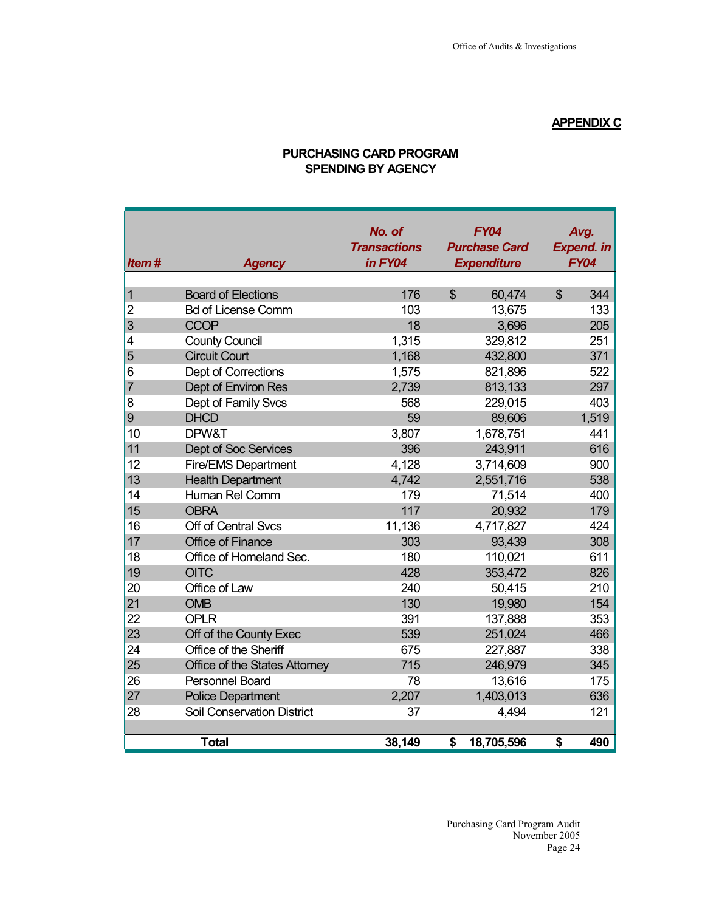## APPENDIX C

### PURCHASING CARD PROGRAM
### SPENDING BY AGENCY

| *Item #* | *Agency* | *No. of Transactions in FY04* | *FY04 Purchase Card Expenditure* | *Avg. Expend. in FY04* |
|---|---|---|---|---|
| 1 | Board of Elections | 176 | $ 60,474 | $ 344 |
| 2 | Bd of License Comm | 103 | 13,675 | 133 |
| 3 | CCOP | 18 | 3,696 | 205 |
| 4 | County Council | 1,315 | 329,812 | 251 |
| 5 | Circuit Court | 1,168 | 432,800 | 371 |
| 6 | Dept of Corrections | 1,575 | 821,896 | 522 |
| 7 | Dept of Environ Res | 2,739 | 813,133 | 297 |
| 8 | Dept of Family Svcs | 568 | 229,015 | 403 |
| 9 | DHCD | 59 | 89,606 | 1,519 |
| 10 | DPW&T | 3,807 | 1,678,751 | 441 |
| 11 | Dept of Soc Services | 396 | 243,911 | 616 |
| 12 | Fire/EMS Department | 4,128 | 3,714,609 | 900 |
| 13 | Health Department | 4,742 | 2,551,716 | 538 |
| 14 | Human Rel Comm | 179 | 71,514 | 400 |
| 15 | OBRA | 117 | 20,932 | 179 |
| 16 | Off of Central Svcs | 11,136 | 4,717,827 | 424 |
| 17 | Office of Finance | 303 | 93,439 | 308 |
| 18 | Office of Homeland Sec. | 180 | 110,021 | 611 |
| 19 | OITC | 428 | 353,472 | 826 |
| 20 | Office of Law | 240 | 50,415 | 210 |
| 21 | OMB | 130 | 19,980 | 154 |
| 22 | OPLR | 391 | 137,888 | 353 |
| 23 | Off of the County Exec | 539 | 251,024 | 466 |
| 24 | Office of the Sheriff | 675 | 227,887 | 338 |
| 25 | Office of the States Attorney | 715 | 246,979 | 345 |
| 26 | Personnel Board | 78 | 13,616 | 175 |
| 27 | Police Department | 2,207 | 1,403,013 | 636 |
| 28 | Soil Conservation District | 37 | 4,494 | 121 |
| | **Total** | **38,149** | **$ 18,705,596** | **$ 490** |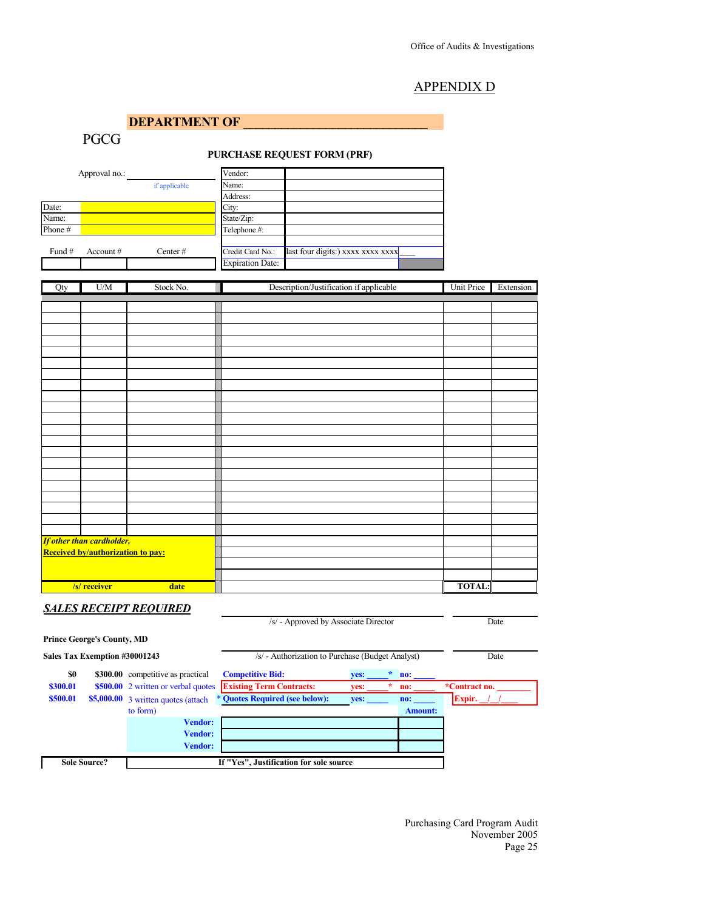# APPENDIX D

**DEPARTMENT OF \_\_\_\_\_\_\_\_\_\_\_\_\_\_\_\_\_\_\_\_\_\_\_\_\_\_\_\_\_\_**

PGCG

## PURCHASE REQUEST FORM (PRF)

Approval no.: \_\_\_\_\_\_\_\_\_\_\_\_\_\_\_\_\_\_
if applicable

| | |
|---|---|
| Date: | |
| Name: | |
| Phone # | |

| Fund # | Account # | Center # |
|---|---|---|
| | | |

| | |
|---|---|
| Vendor: | |
| Name: | |
| Address: | |
| City: | |
| State/Zip: | |
| Telephone #: | |
| Credit Card No.: | last four digits:) xxxx xxxx xxxx \_\_\_\_ |
| Expiration Date: | |

| Qty | U/M | Stock No. | Description/Justification if applicable | Unit Price | Extension |
|---|---|---|---|---|---|
| | | | | | |
| | | | | | |
| | | | | | |
| | | | | | |
| | | | | | |
| | | | | | |
| | | | | | |
| | | | | | |
| | | | | | |
| | | | | | |
| | | | | | |
| | | | | | |
| | | | | | |
| | | | | | |
| | | | | | |
| | | | | | |
| | | | | | |
| | | | | | |
| | | | | | |
| | | | | | |
| ***If other than cardholder,*** **Received by/authorization to pay:** | | | | | |
| | | | | | |
| | | | | | |
| **/s/ receiver** | | **date** | | **TOTAL:** | |

***SALES RECEIPT REQUIRED***

\_\_\_\_\_\_\_\_\_\_\_\_\_\_\_\_\_\_\_\_\_\_\_\_\_\_\_\_\_\_ \_\_\_\_\_\_\_\_\_\_\_\_
/s/ - Approved by Associate Director Date

**Prince George's County, MD**

**Sales Tax Exemption #30001243**

\_\_\_\_\_\_\_\_\_\_\_\_\_\_\_\_\_\_\_\_\_\_\_\_\_\_\_\_\_\_ \_\_\_\_\_\_\_\_\_\_\_\_
/s/ - Authorization to Purchase (Budget Analyst) Date

| | | | | | | |
|---|---|---|---|---|---|---|
| **$0** | **$300.00** | competitive as practical | **Competitive Bid:** | **yes: \_\_\_\_\_\*** | **no: \_\_\_\_\_** | |
| **$300.01** | **$500.00** | 2 written or verbal quotes | **Existing Term Contracts:** | **yes: \_\_\_\_\_\*** | **no: \_\_\_\_\_** | **\*Contract no. \_\_\_\_\_\_\_** |
| **$500.01** | **$5,000.00** | 3 written quotes (attach to form) | **\* Quotes Required (see below):** | **yes: \_\_\_\_\_** | **no: \_\_\_\_\_** | **Expir. \_\_/\_\_/\_\_\_\_** |

| | | Amount: |
|---|---|---|
| **Vendor:** | | |
| **Vendor:** | | |
| **Vendor:** | | |

| **Sole Source?** | **If "Yes", Justification for sole source** |
|---|---|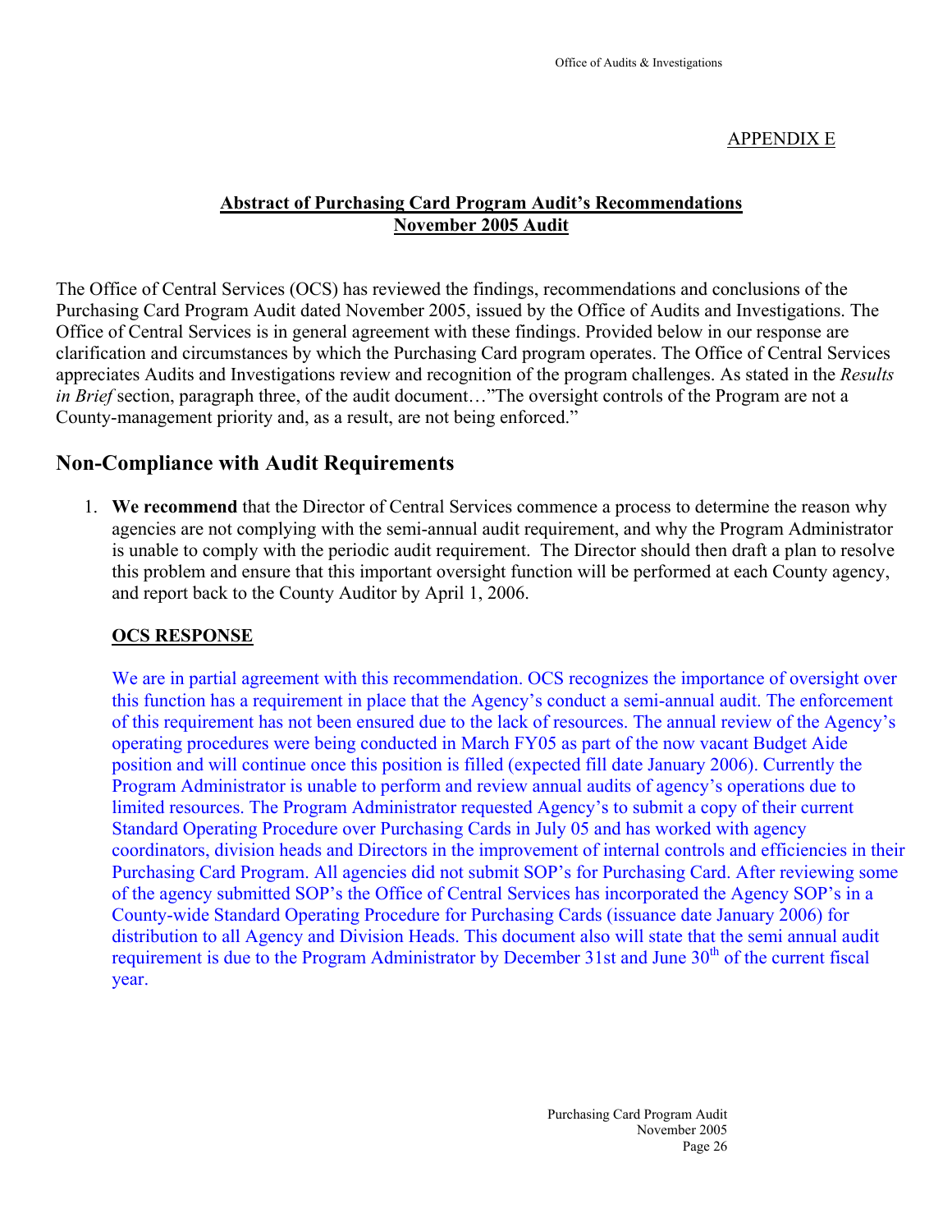APPENDIX E

**Abstract of Purchasing Card Program Audit's Recommendations**
**November 2005 Audit**

The Office of Central Services (OCS) has reviewed the findings, recommendations and conclusions of the Purchasing Card Program Audit dated November 2005, issued by the Office of Audits and Investigations. The Office of Central Services is in general agreement with these findings. Provided below in our response are clarification and circumstances by which the Purchasing Card program operates. The Office of Central Services appreciates Audits and Investigations review and recognition of the program challenges. As stated in the *Results in Brief* section, paragraph three, of the audit document…"The oversight controls of the Program are not a County-management priority and, as a result, are not being enforced."

## Non-Compliance with Audit Requirements

1. **We recommend** that the Director of Central Services commence a process to determine the reason why agencies are not complying with the semi-annual audit requirement, and why the Program Administrator is unable to comply with the periodic audit requirement. The Director should then draft a plan to resolve this problem and ensure that this important oversight function will be performed at each County agency, and report back to the County Auditor by April 1, 2006.

   **OCS RESPONSE**

   We are in partial agreement with this recommendation. OCS recognizes the importance of oversight over this function has a requirement in place that the Agency's conduct a semi-annual audit. The enforcement of this requirement has not been ensured due to the lack of resources. The annual review of the Agency's operating procedures were being conducted in March FY05 as part of the now vacant Budget Aide position and will continue once this position is filled (expected fill date January 2006). Currently the Program Administrator is unable to perform and review annual audits of agency's operations due to limited resources. The Program Administrator requested Agency's to submit a copy of their current Standard Operating Procedure over Purchasing Cards in July 05 and has worked with agency coordinators, division heads and Directors in the improvement of internal controls and efficiencies in their Purchasing Card Program. All agencies did not submit SOP's for Purchasing Card. After reviewing some of the agency submitted SOP's the Office of Central Services has incorporated the Agency SOP's in a County-wide Standard Operating Procedure for Purchasing Cards (issuance date January 2006) for distribution to all Agency and Division Heads. This document also will state that the semi annual audit requirement is due to the Program Administrator by December 31st and June 30th of the current fiscal year.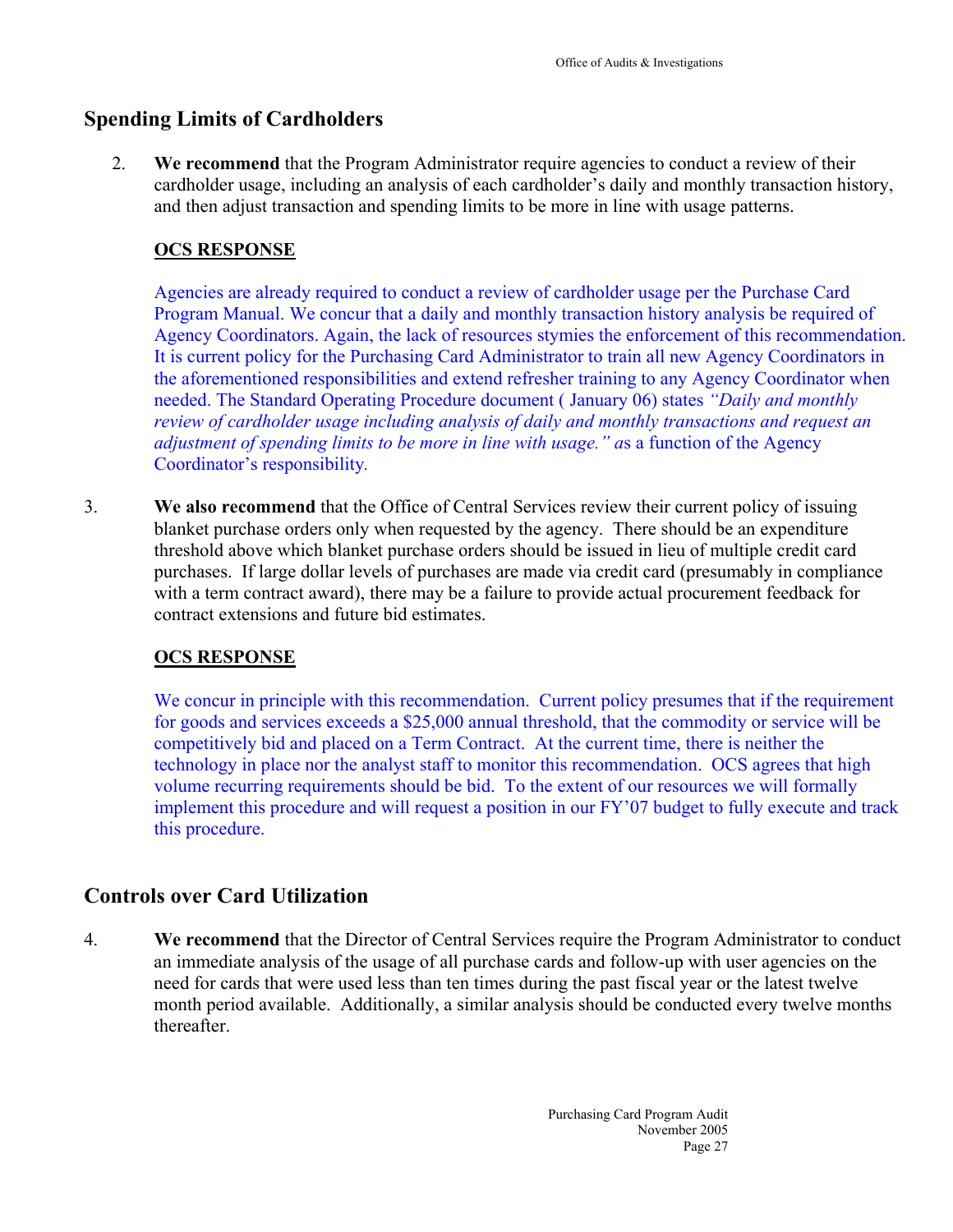## Spending Limits of Cardholders

2. **We recommend** that the Program Administrator require agencies to conduct a review of their cardholder usage, including an analysis of each cardholder's daily and monthly transaction history, and then adjust transaction and spending limits to be more in line with usage patterns.

   **OCS RESPONSE**

   Agencies are already required to conduct a review of cardholder usage per the Purchase Card Program Manual. We concur that a daily and monthly transaction history analysis be required of Agency Coordinators. Again, the lack of resources stymies the enforcement of this recommendation. It is current policy for the Purchasing Card Administrator to train all new Agency Coordinators in the aforementioned responsibilities and extend refresher training to any Agency Coordinator when needed. The Standard Operating Procedure document ( January 06) states *"Daily and monthly review of cardholder usage including analysis of daily and monthly transactions and request an adjustment of spending limits to be more in line with usage." a*s a function of the Agency Coordinator's responsibility.

3. **We also recommend** that the Office of Central Services review their current policy of issuing blanket purchase orders only when requested by the agency. There should be an expenditure threshold above which blanket purchase orders should be issued in lieu of multiple credit card purchases. If large dollar levels of purchases are made via credit card (presumably in compliance with a term contract award), there may be a failure to provide actual procurement feedback for contract extensions and future bid estimates.

   **OCS RESPONSE**

   We concur in principle with this recommendation. Current policy presumes that if the requirement for goods and services exceeds a $25,000 annual threshold, that the commodity or service will be competitively bid and placed on a Term Contract. At the current time, there is neither the technology in place nor the analyst staff to monitor this recommendation. OCS agrees that high volume recurring requirements should be bid. To the extent of our resources we will formally implement this procedure and will request a position in our FY'07 budget to fully execute and track this procedure.

## Controls over Card Utilization

4. **We recommend** that the Director of Central Services require the Program Administrator to conduct an immediate analysis of the usage of all purchase cards and follow-up with user agencies on the need for cards that were used less than ten times during the past fiscal year or the latest twelve month period available. Additionally, a similar analysis should be conducted every twelve months thereafter.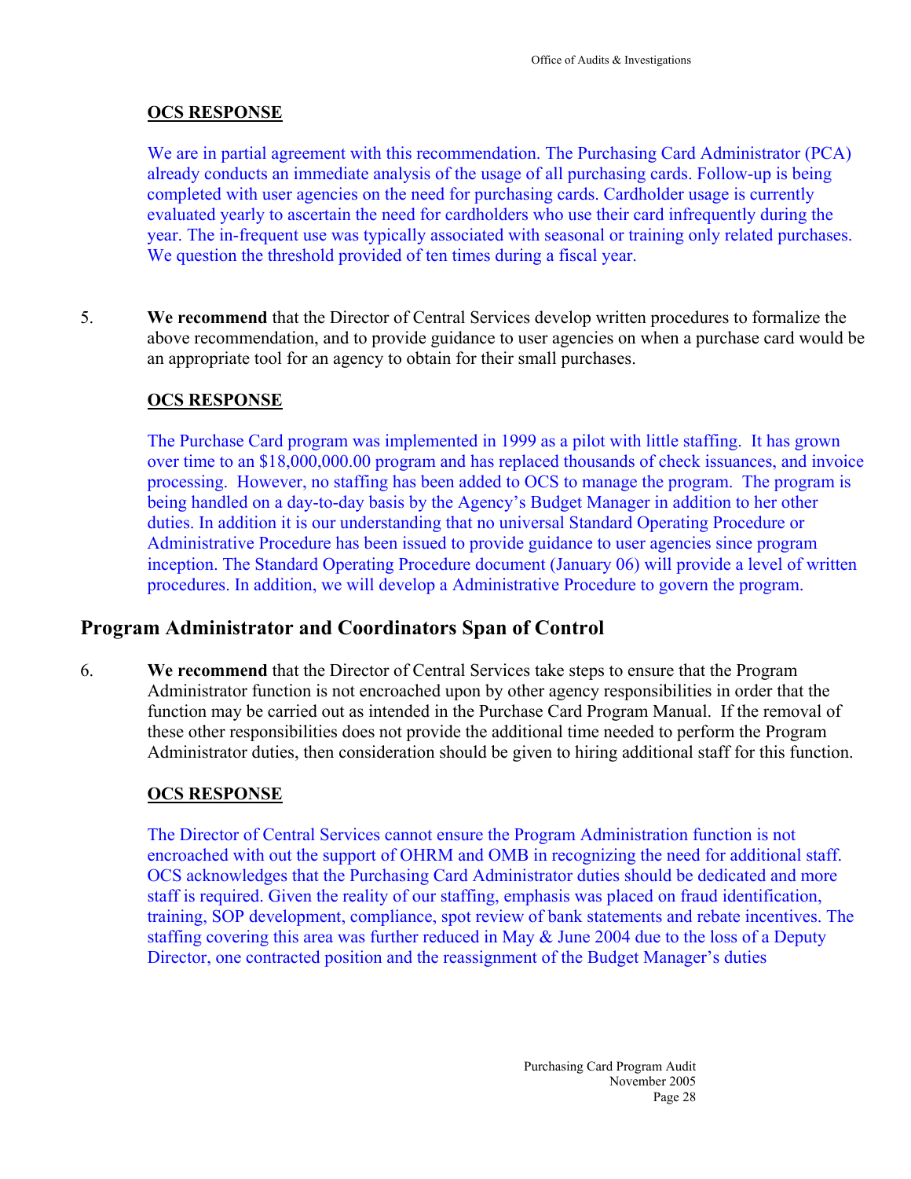#### **OCS RESPONSE**

We are in partial agreement with this recommendation. The Purchasing Card Administrator (PCA) already conducts an immediate analysis of the usage of all purchasing cards. Follow-up is being completed with user agencies on the need for purchasing cards. Cardholder usage is currently evaluated yearly to ascertain the need for cardholders who use their card infrequently during the year. The in-frequent use was typically associated with seasonal or training only related purchases. We question the threshold provided of ten times during a fiscal year.

5. **We recommend** that the Director of Central Services develop written procedures to formalize the above recommendation, and to provide guidance to user agencies on when a purchase card would be an appropriate tool for an agency to obtain for their small purchases.

#### **OCS RESPONSE**

The Purchase Card program was implemented in 1999 as a pilot with little staffing. It has grown over time to an $18,000,000.00 program and has replaced thousands of check issuances, and invoice processing. However, no staffing has been added to OCS to manage the program. The program is being handled on a day-to-day basis by the Agency's Budget Manager in addition to her other duties. In addition it is our understanding that no universal Standard Operating Procedure or Administrative Procedure has been issued to provide guidance to user agencies since program inception. The Standard Operating Procedure document (January 06) will provide a level of written procedures. In addition, we will develop a Administrative Procedure to govern the program.

## Program Administrator and Coordinators Span of Control

6. **We recommend** that the Director of Central Services take steps to ensure that the Program Administrator function is not encroached upon by other agency responsibilities in order that the function may be carried out as intended in the Purchase Card Program Manual. If the removal of these other responsibilities does not provide the additional time needed to perform the Program Administrator duties, then consideration should be given to hiring additional staff for this function.

#### **OCS RESPONSE**

The Director of Central Services cannot ensure the Program Administration function is not encroached with out the support of OHRM and OMB in recognizing the need for additional staff. OCS acknowledges that the Purchasing Card Administrator duties should be dedicated and more staff is required. Given the reality of our staffing, emphasis was placed on fraud identification, training, SOP development, compliance, spot review of bank statements and rebate incentives. The staffing covering this area was further reduced in May & June 2004 due to the loss of a Deputy Director, one contracted position and the reassignment of the Budget Manager's duties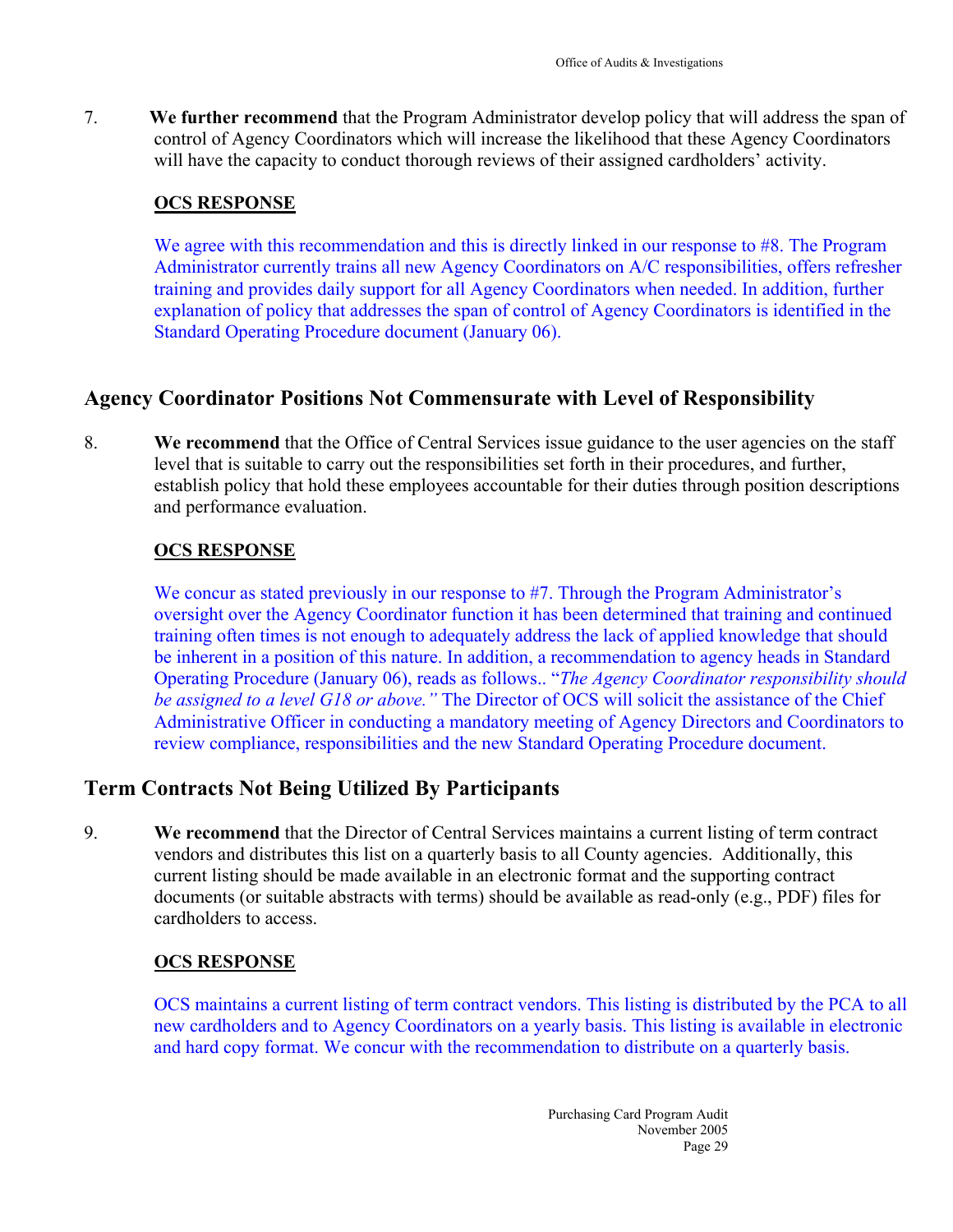7. **We further recommend** that the Program Administrator develop policy that will address the span of control of Agency Coordinators which will increase the likelihood that these Agency Coordinators will have the capacity to conduct thorough reviews of their assigned cardholders' activity.

**OCS RESPONSE**

We agree with this recommendation and this is directly linked in our response to #8. The Program Administrator currently trains all new Agency Coordinators on A/C responsibilities, offers refresher training and provides daily support for all Agency Coordinators when needed. In addition, further explanation of policy that addresses the span of control of Agency Coordinators is identified in the Standard Operating Procedure document (January 06).

## Agency Coordinator Positions Not Commensurate with Level of Responsibility

8. **We recommend** that the Office of Central Services issue guidance to the user agencies on the staff level that is suitable to carry out the responsibilities set forth in their procedures, and further, establish policy that hold these employees accountable for their duties through position descriptions and performance evaluation.

**OCS RESPONSE**

We concur as stated previously in our response to #7. Through the Program Administrator's oversight over the Agency Coordinator function it has been determined that training and continued training often times is not enough to adequately address the lack of applied knowledge that should be inherent in a position of this nature. In addition, a recommendation to agency heads in Standard Operating Procedure (January 06), reads as follows.. "*The Agency Coordinator responsibility should be assigned to a level G18 or above.*" The Director of OCS will solicit the assistance of the Chief Administrative Officer in conducting a mandatory meeting of Agency Directors and Coordinators to review compliance, responsibilities and the new Standard Operating Procedure document.

## Term Contracts Not Being Utilized By Participants

9. **We recommend** that the Director of Central Services maintains a current listing of term contract vendors and distributes this list on a quarterly basis to all County agencies. Additionally, this current listing should be made available in an electronic format and the supporting contract documents (or suitable abstracts with terms) should be available as read-only (e.g., PDF) files for cardholders to access.

**OCS RESPONSE**

OCS maintains a current listing of term contract vendors. This listing is distributed by the PCA to all new cardholders and to Agency Coordinators on a yearly basis. This listing is available in electronic and hard copy format. We concur with the recommendation to distribute on a quarterly basis.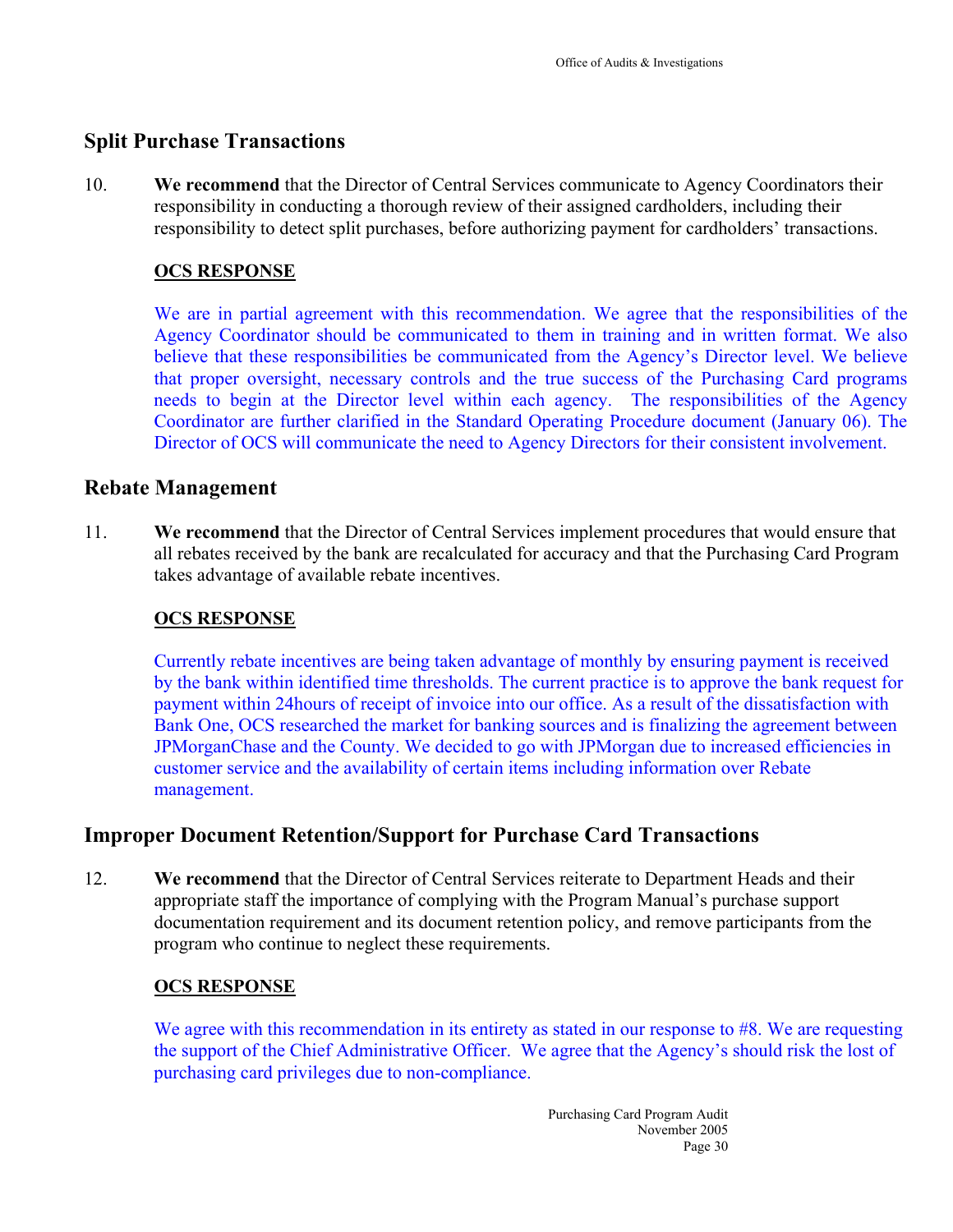## Split Purchase Transactions

10. **We recommend** that the Director of Central Services communicate to Agency Coordinators their responsibility in conducting a thorough review of their assigned cardholders, including their responsibility to detect split purchases, before authorizing payment for cardholders' transactions.

    **OCS RESPONSE**

    We are in partial agreement with this recommendation. We agree that the responsibilities of the Agency Coordinator should be communicated to them in training and in written format. We also believe that these responsibilities be communicated from the Agency's Director level. We believe that proper oversight, necessary controls and the true success of the Purchasing Card programs needs to begin at the Director level within each agency. The responsibilities of the Agency Coordinator are further clarified in the Standard Operating Procedure document (January 06). The Director of OCS will communicate the need to Agency Directors for their consistent involvement.

## Rebate Management

11. **We recommend** that the Director of Central Services implement procedures that would ensure that all rebates received by the bank are recalculated for accuracy and that the Purchasing Card Program takes advantage of available rebate incentives.

    **OCS RESPONSE**

    Currently rebate incentives are being taken advantage of monthly by ensuring payment is received by the bank within identified time thresholds. The current practice is to approve the bank request for payment within 24hours of receipt of invoice into our office. As a result of the dissatisfaction with Bank One, OCS researched the market for banking sources and is finalizing the agreement between JPMorganChase and the County. We decided to go with JPMorgan due to increased efficiencies in customer service and the availability of certain items including information over Rebate management.

## Improper Document Retention/Support for Purchase Card Transactions

12. **We recommend** that the Director of Central Services reiterate to Department Heads and their appropriate staff the importance of complying with the Program Manual's purchase support documentation requirement and its document retention policy, and remove participants from the program who continue to neglect these requirements.

    **OCS RESPONSE**

    We agree with this recommendation in its entirety as stated in our response to #8. We are requesting the support of the Chief Administrative Officer. We agree that the Agency's should risk the lost of purchasing card privileges due to non-compliance.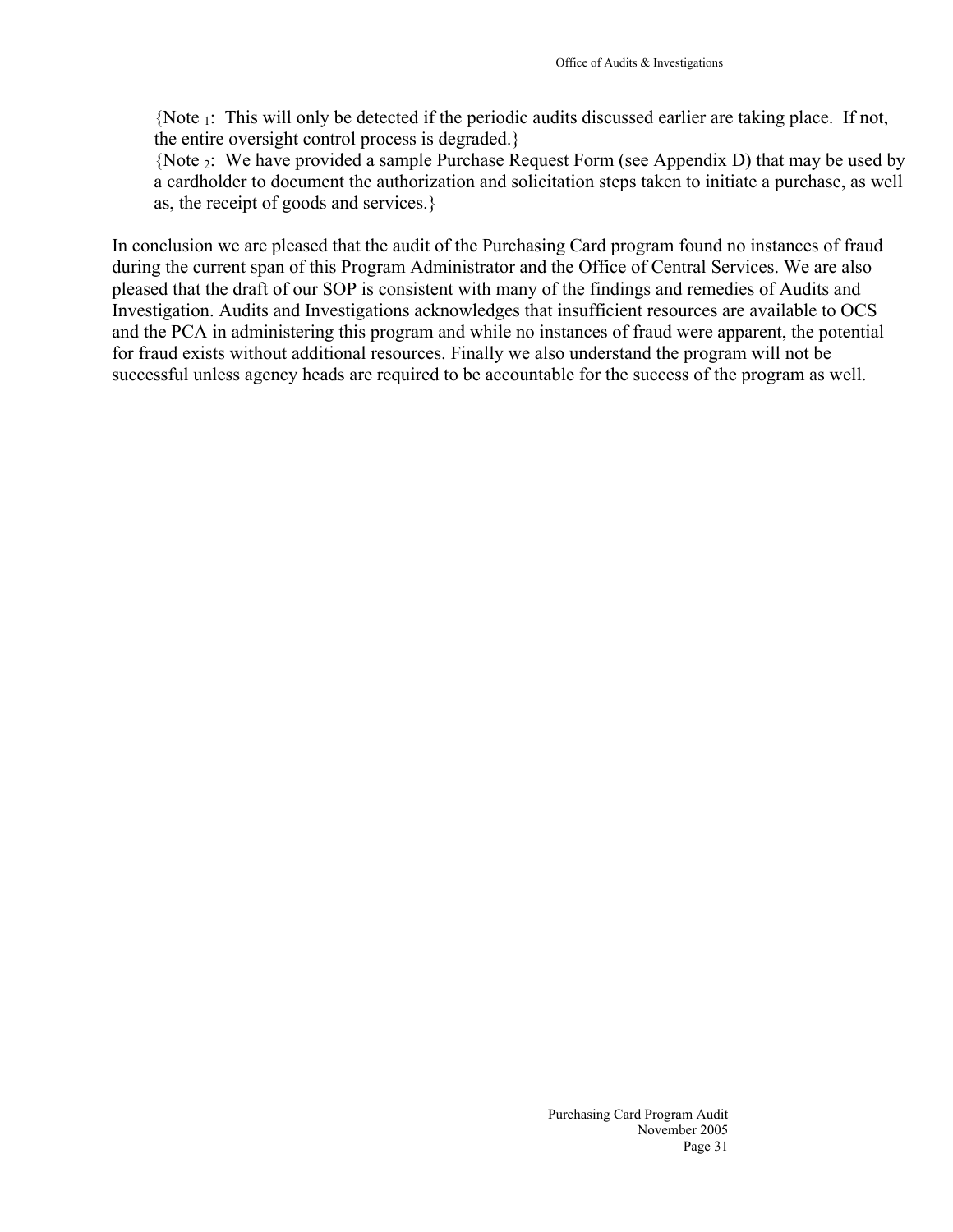{Note [1]: This will only be detected if the periodic audits discussed earlier are taking place. If not, the entire oversight control process is degraded.}
{Note [2]: We have provided a sample Purchase Request Form (see Appendix D) that may be used by a cardholder to document the authorization and solicitation steps taken to initiate a purchase, as well as, the receipt of goods and services.}

In conclusion we are pleased that the audit of the Purchasing Card program found no instances of fraud during the current span of this Program Administrator and the Office of Central Services. We are also pleased that the draft of our SOP is consistent with many of the findings and remedies of Audits and Investigation. Audits and Investigations acknowledges that insufficient resources are available to OCS and the PCA in administering this program and while no instances of fraud were apparent, the potential for fraud exists without additional resources. Finally we also understand the program will not be successful unless agency heads are required to be accountable for the success of the program as well.